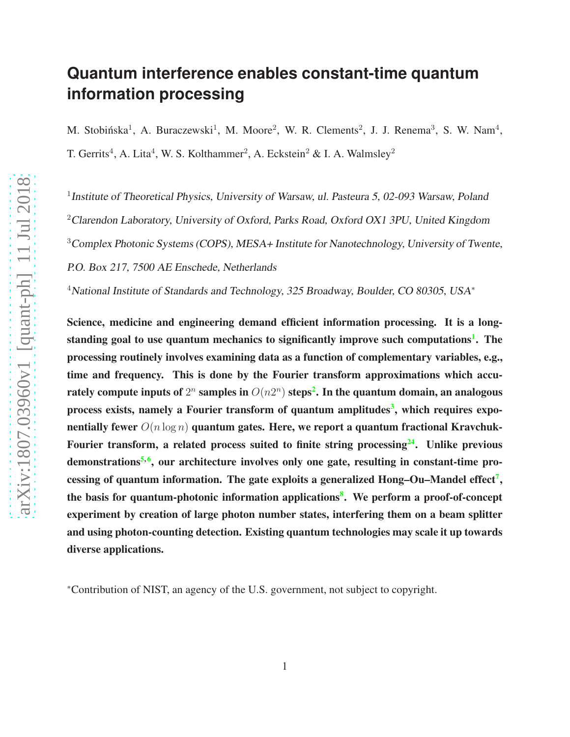# Quantum interference enables constant-time quantum information processing

M. Stobińska[1], A. Buraczewski[1], M. Moore[2], W. R. Clements[2], J. J. Renema[3], S. W. Nam[4], T. Gerrits[4], A. Lita[4], W. S. Kolthammer[2], A. Eckstein[2] & I. A. Walmsley[2]

[1] *Institute of Theoretical Physics, University of Warsaw, ul. Pasteura 5, 02-093 Warsaw, Poland*

[2] *Clarendon Laboratory, University of Oxford, Parks Road, Oxford OX1 3PU, United Kingdom*

[3] *Complex Photonic Systems (COPS), MESA+ Institute for Nanotechnology, University of Twente, P.O. Box 217, 7500 AE Enschede, Netherlands*

[4] *National Institute of Standards and Technology, 325 Broadway, Boulder, CO 80305, USA*[*]

**Science, medicine and engineering demand efficient information processing. It is a long-standing goal to use quantum mechanics to significantly improve such computations[1]. The processing routinely involves examining data as a function of complementary variables, e.g., time and frequency. This is done by the Fourier transform approximations which accurately compute inputs of $2^n$ samples in $O(n2^n)$ steps[2]. In the quantum domain, an analogous process exists, namely a Fourier transform of quantum amplitudes[3], which requires exponentially fewer $O(n \log n)$ quantum gates. Here, we report a quantum fractional Kravchuk-Fourier transform, a related process suited to finite string processing[24]. Unlike previous demonstrations[5,6], our architecture involves only one gate, resulting in constant-time processing of quantum information. The gate exploits a generalized Hong–Ou–Mandel effect[7], the basis for quantum-photonic information applications[8]. We perform a proof-of-concept experiment by creation of large photon number states, interfering them on a beam splitter and using photon-counting detection. Existing quantum technologies may scale it up towards diverse applications.**

[*] Contribution of NIST, an agency of the U.S. government, not subject to copyright.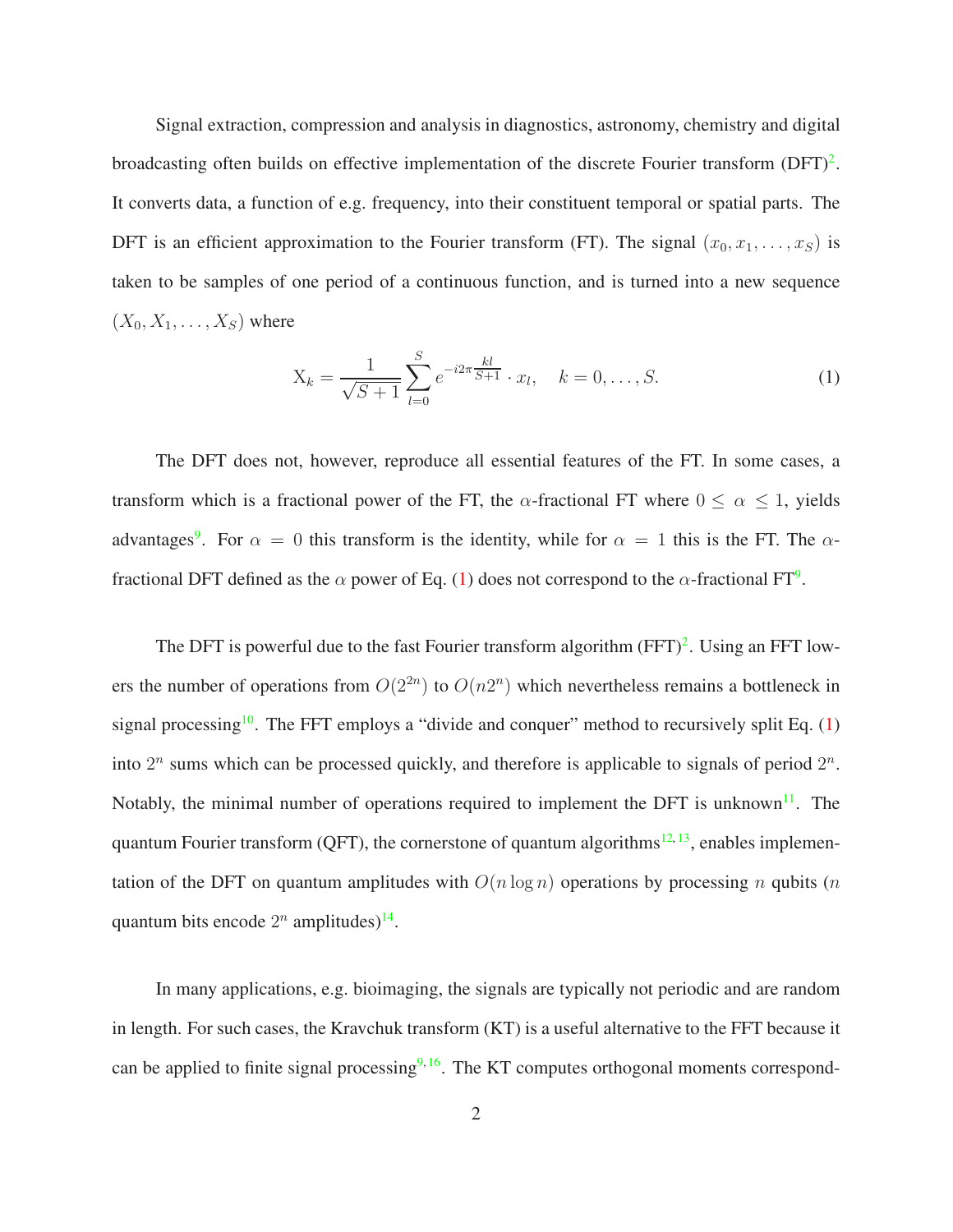Signal extraction, compression and analysis in diagnostics, astronomy, chemistry and digital broadcasting often builds on effective implementation of the discrete Fourier transform (DFT)[2]. It converts data, a function of e.g. frequency, into their constituent temporal or spatial parts. The DFT is an efficient approximation to the Fourier transform (FT). The signal $(x_0, x_1, \ldots, x_S)$ is taken to be samples of one period of a continuous function, and is turned into a new sequence $(X_0, X_1, \ldots, X_S)$ where

$$\mathrm{X}_k = \frac{1}{\sqrt{S+1}} \sum_{l=0}^{S} e^{-i2\pi \frac{kl}{S+1}} \cdot x_l, \quad k = 0, \ldots, S. \tag{1}$$

The DFT does not, however, reproduce all essential features of the FT. In some cases, a transform which is a fractional power of the FT, the $\alpha$-fractional FT where $0 \leq \alpha \leq 1$, yields advantages[9]. For $\alpha = 0$ this transform is the identity, while for $\alpha = 1$ this is the FT. The $\alpha$-fractional DFT defined as the $\alpha$ power of Eq. (1) does not correspond to the $\alpha$-fractional FT[9].

The DFT is powerful due to the fast Fourier transform algorithm (FFT)[2]. Using an FFT lowers the number of operations from $O(2^{2n})$ to $O(n2^n)$ which nevertheless remains a bottleneck in signal processing[10]. The FFT employs a "divide and conquer" method to recursively split Eq. (1) into $2^n$ sums which can be processed quickly, and therefore is applicable to signals of period $2^n$. Notably, the minimal number of operations required to implement the DFT is unknown[11]. The quantum Fourier transform (QFT), the cornerstone of quantum algorithms[12,13], enables implementation of the DFT on quantum amplitudes with $O(n \log n)$ operations by processing $n$ qubits ($n$ quantum bits encode $2^n$ amplitudes)[14].

In many applications, e.g. bioimaging, the signals are typically not periodic and are random in length. For such cases, the Kravchuk transform (KT) is a useful alternative to the FFT because it can be applied to finite signal processing[9,16]. The KT computes orthogonal moments correspond-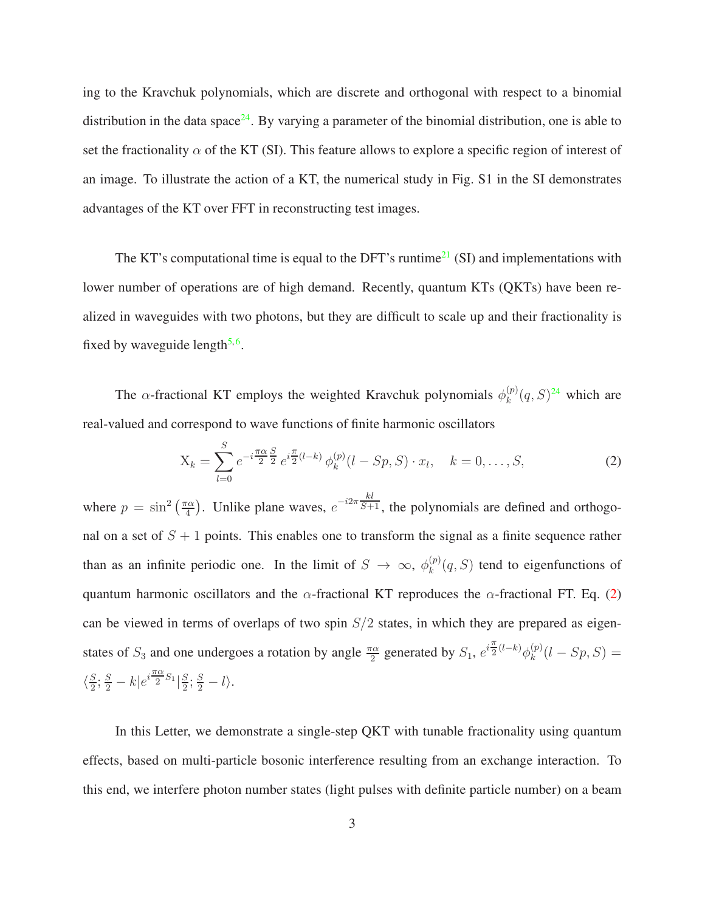ing to the Kravchuk polynomials, which are discrete and orthogonal with respect to a binomial distribution in the data space[24]. By varying a parameter of the binomial distribution, one is able to set the fractionality $\alpha$ of the KT (SI). This feature allows to explore a specific region of interest of an image. To illustrate the action of a KT, the numerical study in Fig. S1 in the SI demonstrates advantages of the KT over FFT in reconstructing test images.

The KT's computational time is equal to the DFT's runtime[21] (SI) and implementations with lower number of operations are of high demand. Recently, quantum KTs (QKTs) have been realized in waveguides with two photons, but they are difficult to scale up and their fractionality is fixed by waveguide length[5,6].

The $\alpha$-fractional KT employs the weighted Kravchuk polynomials $\phi_k^{(p)}(q, S)$[24] which are real-valued and correspond to wave functions of finite harmonic oscillators

$$\mathrm{X}_k = \sum_{l=0}^{S} e^{-i\frac{\pi\alpha}{2}\frac{S}{2}}\, e^{i\frac{\pi}{2}(l-k)}\, \phi_k^{(p)}(l - Sp, S) \cdot x_l, \quad k = 0, \ldots, S, \tag{2}$$

where $p = \sin^2\left(\frac{\pi\alpha}{4}\right)$. Unlike plane waves, $e^{-i2\pi\frac{kl}{S+1}}$, the polynomials are defined and orthogonal on a set of $S+1$ points. This enables one to transform the signal as a finite sequence rather than as an infinite periodic one. In the limit of $S \to \infty$, $\phi_k^{(p)}(q, S)$ tend to eigenfunctions of quantum harmonic oscillators and the $\alpha$-fractional KT reproduces the $\alpha$-fractional FT. Eq. (2) can be viewed in terms of overlaps of two spin $S/2$ states, in which they are prepared as eigenstates of $S_3$ and one undergoes a rotation by angle $\frac{\pi\alpha}{2}$ generated by $S_1$, $e^{i\frac{\pi}{2}(l-k)}\phi_k^{(p)}(l - Sp, S) = \langle \frac{S}{2}; \frac{S}{2} - k | e^{i\frac{\pi\alpha}{2}S_1} | \frac{S}{2}; \frac{S}{2} - l \rangle$.

In this Letter, we demonstrate a single-step QKT with tunable fractionality using quantum effects, based on multi-particle bosonic interference resulting from an exchange interaction. To this end, we interfere photon number states (light pulses with definite particle number) on a beam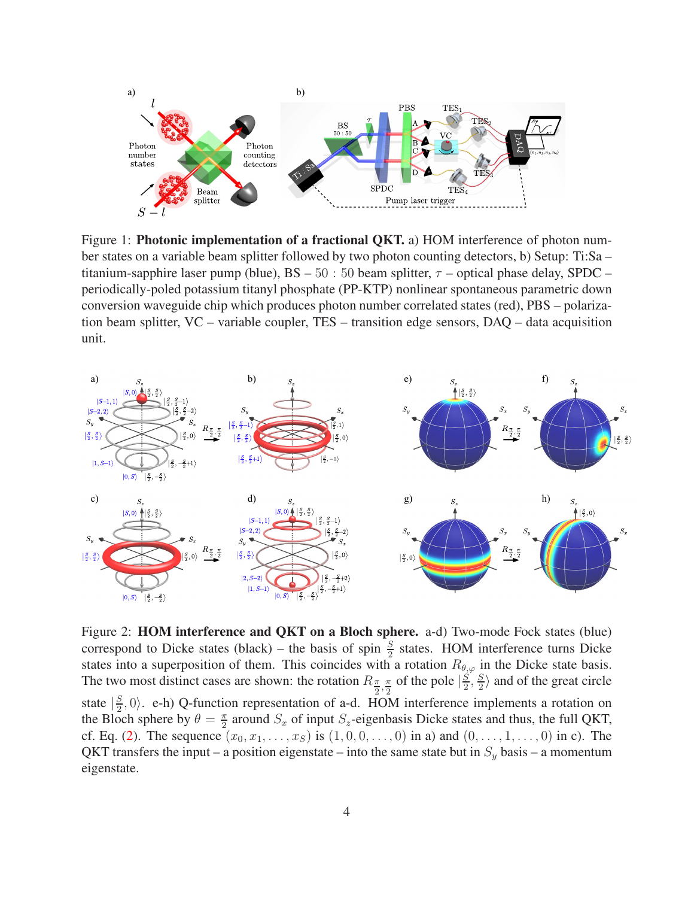Figure 1: **Photonic implementation of a fractional QKT.** a) HOM interference of photon number states on a variable beam splitter followed by two photon counting detectors, b) Setup: Ti:Sa – titanium-sapphire laser pump (blue), BS – $50:50$ beam splitter, $\tau$ – optical phase delay, SPDC – periodically-poled potassium titanyl phosphate (PP-KTP) nonlinear spontaneous parametric down conversion waveguide chip which produces photon number correlated states (red), PBS – polarization beam splitter, VC – variable coupler, TES – transition edge sensors, DAQ – data acquisition unit.

Figure 2: **HOM interference and QKT on a Bloch sphere.** a-d) Two-mode Fock states (blue) correspond to Dicke states (black) – the basis of spin $\frac{S}{2}$ states. HOM interference turns Dicke states into a superposition of them. This coincides with a rotation $R_{\theta,\varphi}$ in the Dicke state basis. The two most distinct cases are shown: the rotation $R_{\frac{\pi}{2},\frac{\pi}{2}}$ of the pole $|\frac{S}{2},\frac{S}{2}\rangle$ and of the great circle state $|\frac{S}{2},0\rangle$. e-h) Q-function representation of a-d. HOM interference implements a rotation on the Bloch sphere by $\theta = \frac{\pi}{2}$ around $S_x$ of input $S_z$-eigenbasis Dicke states and thus, the full QKT, cf. Eq. (2). The sequence $(x_0, x_1, \ldots, x_S)$ is $(1, 0, 0, \ldots, 0)$ in a) and $(0, \ldots, 1, \ldots, 0)$ in c). The QKT transfers the input – a position eigenstate – into the same state but in $S_y$ basis – a momentum eigenstate.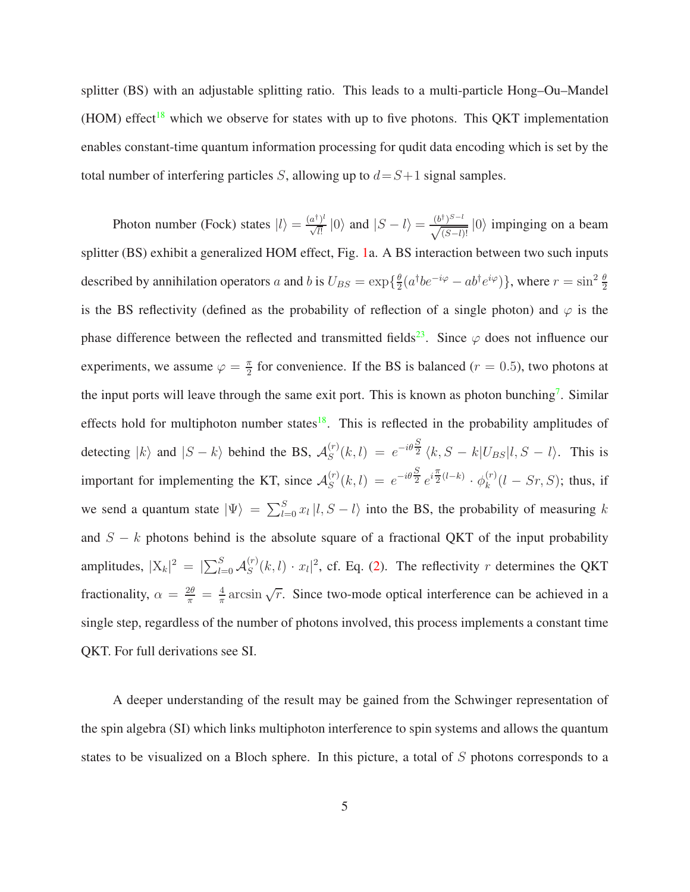splitter (BS) with an adjustable splitting ratio. This leads to a multi-particle Hong–Ou–Mandel (HOM) effect[18] which we observe for states with up to five photons. This QKT implementation enables constant-time quantum information processing for qudit data encoding which is set by the total number of interfering particles $S$, allowing up to $d = S+1$ signal samples.

Photon number (Fock) states $|l\rangle = \frac{(a^\dagger)^l}{\sqrt{l!}}|0\rangle$ and $|S-l\rangle = \frac{(b^\dagger)^{S-l}}{\sqrt{(S-l)!}}|0\rangle$ impinging on a beam splitter (BS) exhibit a generalized HOM effect, Fig. 1a. A BS interaction between two such inputs described by annihilation operators $a$ and $b$ is $U_{BS} = \exp\{\frac{\theta}{2}(a^\dagger b e^{-i\varphi} - a b^\dagger e^{i\varphi})\}$, where $r = \sin^2\frac{\theta}{2}$ is the BS reflectivity (defined as the probability of reflection of a single photon) and $\varphi$ is the phase difference between the reflected and transmitted fields[23]. Since $\varphi$ does not influence our experiments, we assume $\varphi = \frac{\pi}{2}$ for convenience. If the BS is balanced ($r = 0.5$), two photons at the input ports will leave through the same exit port. This is known as photon bunching[7]. Similar effects hold for multiphoton number states[18]. This is reflected in the probability amplitudes of detecting $|k\rangle$ and $|S-k\rangle$ behind the BS, $\mathcal{A}_S^{(r)}(k,l) = e^{-i\theta\frac{S}{2}}\langle k, S-k|U_{BS}|l, S-l\rangle$. This is important for implementing the KT, since $\mathcal{A}_S^{(r)}(k,l) = e^{-i\theta\frac{S}{2}}\, e^{i\frac{\pi}{2}(l-k)} \cdot \phi_k^{(r)}(l - Sr, S)$; thus, if we send a quantum state $|\Psi\rangle = \sum_{l=0}^{S} x_l\,|l, S-l\rangle$ into the BS, the probability of measuring $k$ and $S-k$ photons behind is the absolute square of a fractional QKT of the input probability amplitudes, $|\mathrm{X}_k|^2 = |\sum_{l=0}^{S}\mathcal{A}_S^{(r)}(k,l)\cdot x_l|^2$, cf. Eq. (2). The reflectivity $r$ determines the QKT fractionality, $\alpha = \frac{2\theta}{\pi} = \frac{4}{\pi}\arcsin\sqrt{r}$. Since two-mode optical interference can be achieved in a single step, regardless of the number of photons involved, this process implements a constant time QKT. For full derivations see SI.

A deeper understanding of the result may be gained from the Schwinger representation of the spin algebra (SI) which links multiphoton interference to spin systems and allows the quantum states to be visualized on a Bloch sphere. In this picture, a total of $S$ photons corresponds to a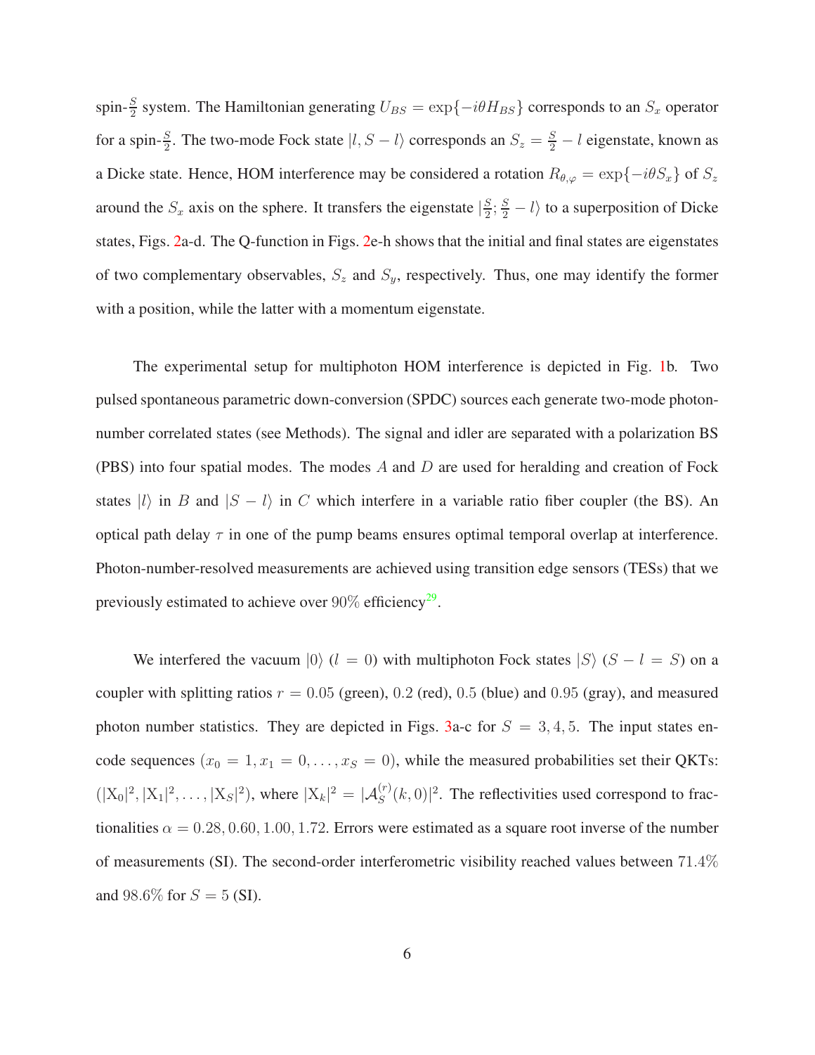spin-$\frac{S}{2}$ system. The Hamiltonian generating $U_{BS} = \exp\{-i\theta H_{BS}\}$ corresponds to an $S_x$ operator for a spin-$\frac{S}{2}$. The two-mode Fock state $|l, S-l\rangle$ corresponds an $S_z = \frac{S}{2} - l$ eigenstate, known as a Dicke state. Hence, HOM interference may be considered a rotation $R_{\theta,\varphi} = \exp\{-i\theta S_x\}$ of $S_z$ around the $S_x$ axis on the sphere. It transfers the eigenstate $|\frac{S}{2}; \frac{S}{2} - l\rangle$ to a superposition of Dicke states, Figs. 2a-d. The Q-function in Figs. 2e-h shows that the initial and final states are eigenstates of two complementary observables, $S_z$ and $S_y$, respectively. Thus, one may identify the former with a position, while the latter with a momentum eigenstate.

The experimental setup for multiphoton HOM interference is depicted in Fig. 1b. Two pulsed spontaneous parametric down-conversion (SPDC) sources each generate two-mode photon-number correlated states (see Methods). The signal and idler are separated with a polarization BS (PBS) into four spatial modes. The modes $A$ and $D$ are used for heralding and creation of Fock states $|l\rangle$ in $B$ and $|S-l\rangle$ in $C$ which interfere in a variable ratio fiber coupler (the BS). An optical path delay $\tau$ in one of the pump beams ensures optimal temporal overlap at interference. Photon-number-resolved measurements are achieved using transition edge sensors (TESs) that we previously estimated to achieve over $90\%$ efficiency[29].

We interfered the vacuum $|0\rangle$ ($l = 0$) with multiphoton Fock states $|S\rangle$ ($S - l = S$) on a coupler with splitting ratios $r = 0.05$ (green), $0.2$ (red), $0.5$ (blue) and $0.95$ (gray), and measured photon number statistics. They are depicted in Figs. 3a-c for $S = 3, 4, 5$. The input states encode sequences ($x_0 = 1, x_1 = 0, \ldots, x_S = 0$), while the measured probabilities set their QKTs: $(|\mathrm{X}_0|^2, |\mathrm{X}_1|^2, \ldots, |\mathrm{X}_S|^2)$, where $|\mathrm{X}_k|^2 = |\mathcal{A}_S^{(r)}(k, 0)|^2$. The reflectivities used correspond to fractionalities $\alpha = 0.28, 0.60, 1.00, 1.72$. Errors were estimated as a square root inverse of the number of measurements (SI). The second-order interferometric visibility reached values between $71.4\%$ and $98.6\%$ for $S = 5$ (SI).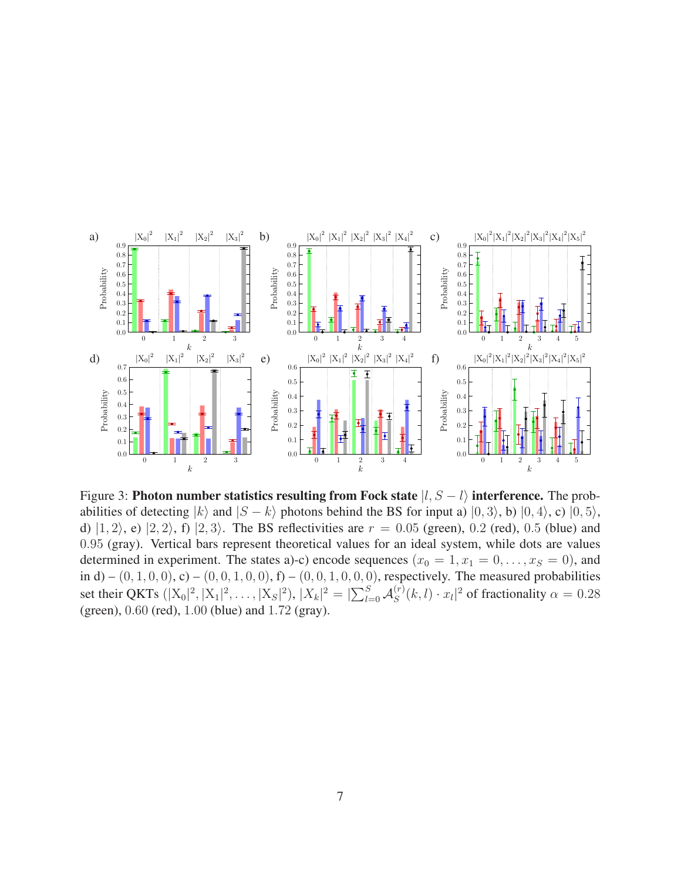Figure 3: **Photon number statistics resulting from Fock state $|l, S-l\rangle$ interference.** The probabilities of detecting $|k\rangle$ and $|S-k\rangle$ photons behind the BS for input a) $|0,3\rangle$, b) $|0,4\rangle$, c) $|0,5\rangle$, d) $|1,2\rangle$, e) $|2,2\rangle$, f) $|2,3\rangle$. The BS reflectivities are $r = 0.05$ (green), $0.2$ (red), $0.5$ (blue) and $0.95$ (gray). Vertical bars represent theoretical values for an ideal system, while dots are values determined in experiment. The states a)-c) encode sequences $(x_0 = 1, x_1 = 0, \ldots, x_S = 0)$, and in d) – $(0,1,0,0)$, c) – $(0,0,1,0,0)$, f) – $(0,0,1,0,0,0)$, respectively. The measured probabilities set their QKTs $(|X_0|^2, |X_1|^2, \ldots, |X_S|^2)$, $|X_k|^2 = |\sum_{l=0}^{S} \mathcal{A}_S^{(r)}(k,l) \cdot x_l|^2$ of fractionality $\alpha = 0.28$ (green), $0.60$ (red), $1.00$ (blue) and $1.72$ (gray).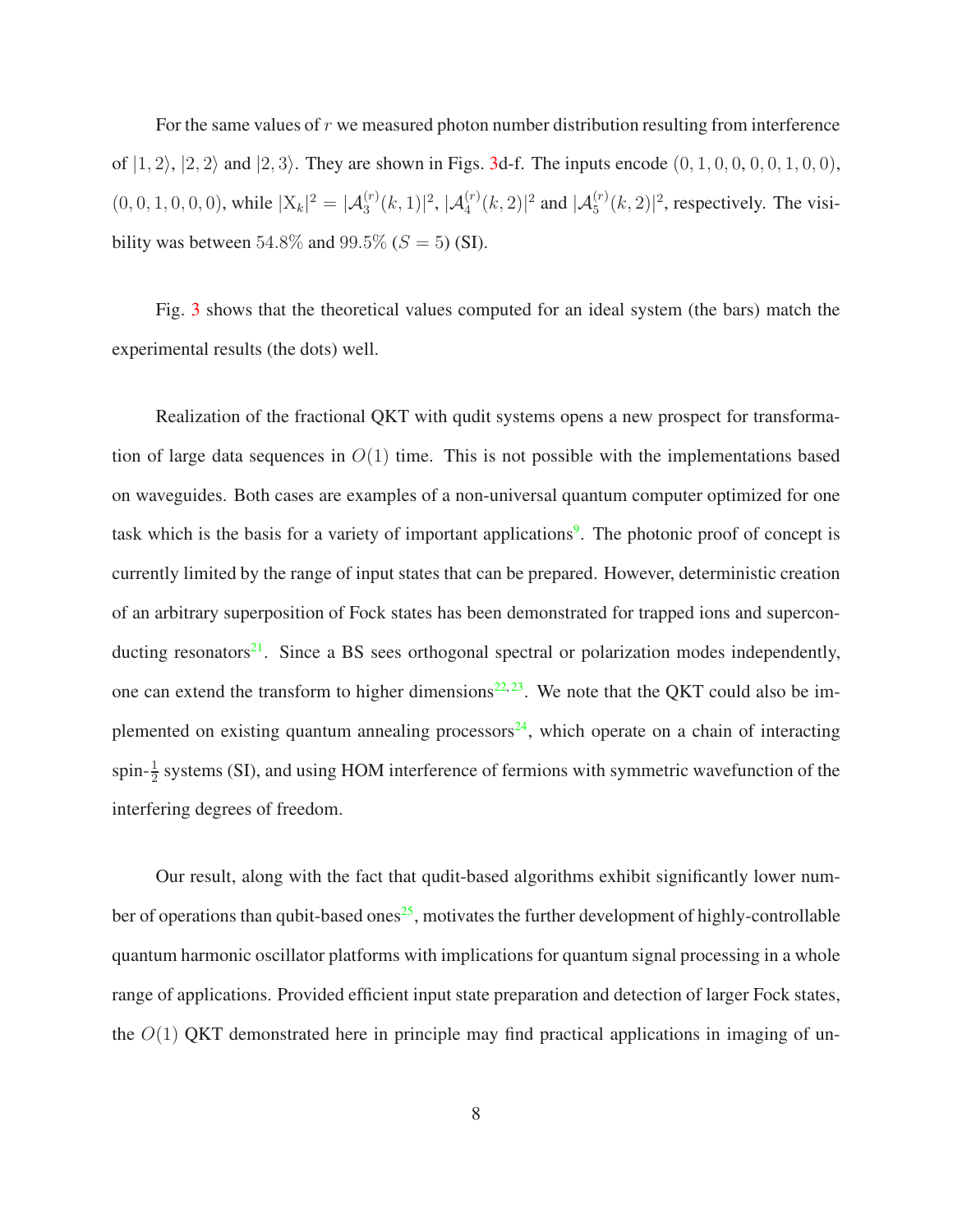For the same values of $r$ we measured photon number distribution resulting from interference of $|1, 2\rangle$, $|2, 2\rangle$ and $|2, 3\rangle$. They are shown in Figs. 3d-f. The inputs encode $(0, 1, 0, 0, 0, 0, 1, 0, 0)$, $(0, 0, 1, 0, 0, 0)$, while $|\mathrm{X}_k|^2 = |\mathcal{A}_3^{(r)}(k, 1)|^2$, $|\mathcal{A}_4^{(r)}(k, 2)|^2$ and $|\mathcal{A}_5^{(r)}(k, 2)|^2$, respectively. The visibility was between $54.8\%$ and $99.5\%$ ($S = 5$) (SI).

Fig. 3 shows that the theoretical values computed for an ideal system (the bars) match the experimental results (the dots) well.

Realization of the fractional QKT with qudit systems opens a new prospect for transformation of large data sequences in $O(1)$ time. This is not possible with the implementations based on waveguides. Both cases are examples of a non-universal quantum computer optimized for one task which is the basis for a variety of important applications[9]. The photonic proof of concept is currently limited by the range of input states that can be prepared. However, deterministic creation of an arbitrary superposition of Fock states has been demonstrated for trapped ions and superconducting resonators[21]. Since a BS sees orthogonal spectral or polarization modes independently, one can extend the transform to higher dimensions[22,23]. We note that the QKT could also be implemented on existing quantum annealing processors[24], which operate on a chain of interacting spin-$\frac{1}{2}$ systems (SI), and using HOM interference of fermions with symmetric wavefunction of the interfering degrees of freedom.

Our result, along with the fact that qudit-based algorithms exhibit significantly lower number of operations than qubit-based ones[25], motivates the further development of highly-controllable quantum harmonic oscillator platforms with implications for quantum signal processing in a whole range of applications. Provided efficient input state preparation and detection of larger Fock states, the $O(1)$ QKT demonstrated here in principle may find practical applications in imaging of un-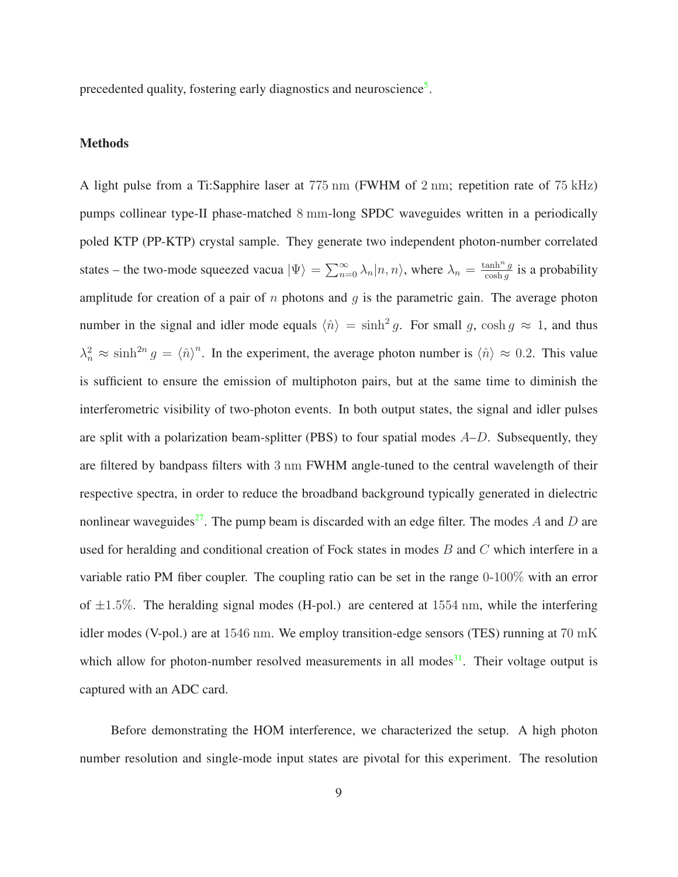precedented quality, fostering early diagnostics and neuroscience[5].

## Methods

A light pulse from a Ti:Sapphire laser at $775\,\mathrm{nm}$ (FWHM of $2\,\mathrm{nm}$; repetition rate of $75\,\mathrm{kHz}$) pumps collinear type-II phase-matched $8\,\mathrm{mm}$-long SPDC waveguides written in a periodically poled KTP (PP-KTP) crystal sample. They generate two independent photon-number correlated states – the two-mode squeezed vacua $|\Psi\rangle = \sum_{n=0}^{\infty} \lambda_n |n, n\rangle$, where $\lambda_n = \frac{\tanh^n g}{\cosh g}$ is a probability amplitude for creation of a pair of $n$ photons and $g$ is the parametric gain. The average photon number in the signal and idler mode equals $\langle \hat{n} \rangle = \sinh^2 g$. For small $g$, $\cosh g \approx 1$, and thus $\lambda_n^2 \approx \sinh^{2n} g = \langle \hat{n} \rangle^n$. In the experiment, the average photon number is $\langle \hat{n} \rangle \approx 0.2$. This value is sufficient to ensure the emission of multiphoton pairs, but at the same time to diminish the interferometric visibility of two-photon events. In both output states, the signal and idler pulses are split with a polarization beam-splitter (PBS) to four spatial modes $A$–$D$. Subsequently, they are filtered by bandpass filters with $3\,\mathrm{nm}$ FWHM angle-tuned to the central wavelength of their respective spectra, in order to reduce the broadband background typically generated in dielectric nonlinear waveguides[27]. The pump beam is discarded with an edge filter. The modes $A$ and $D$ are used for heralding and conditional creation of Fock states in modes $B$ and $C$ which interfere in a variable ratio PM fiber coupler. The coupling ratio can be set in the range 0-100% with an error of $\pm 1.5\%$. The heralding signal modes (H-pol.) are centered at $1554\,\mathrm{nm}$, while the interfering idler modes (V-pol.) are at $1546\,\mathrm{nm}$. We employ transition-edge sensors (TES) running at $70\,\mathrm{mK}$ which allow for photon-number resolved measurements in all modes[31]. Their voltage output is captured with an ADC card.

Before demonstrating the HOM interference, we characterized the setup. A high photon number resolution and single-mode input states are pivotal for this experiment. The resolution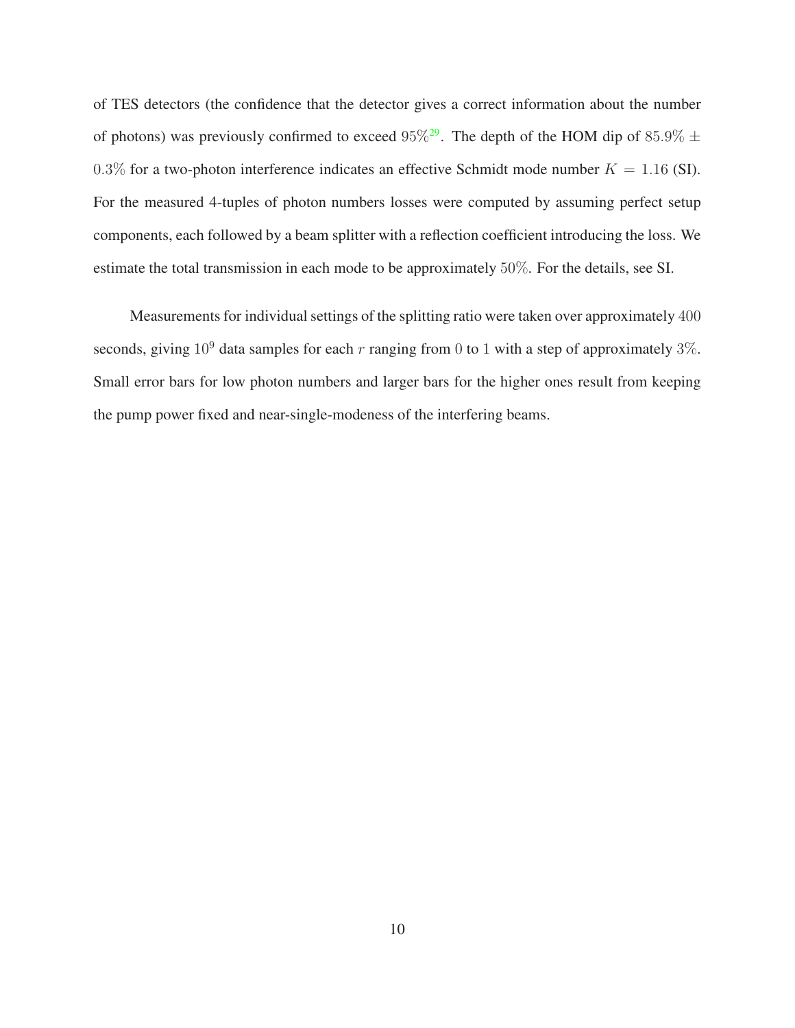of TES detectors (the confidence that the detector gives a correct information about the number of photons) was previously confirmed to exceed $95\%$[29]. The depth of the HOM dip of $85.9\% \pm 0.3\%$ for a two-photon interference indicates an effective Schmidt mode number $K = 1.16$ (SI). For the measured 4-tuples of photon numbers losses were computed by assuming perfect setup components, each followed by a beam splitter with a reflection coefficient introducing the loss. We estimate the total transmission in each mode to be approximately $50\%$. For the details, see SI.

Measurements for individual settings of the splitting ratio were taken over approximately $400$ seconds, giving $10^9$ data samples for each $r$ ranging from $0$ to $1$ with a step of approximately $3\%$. Small error bars for low photon numbers and larger bars for the higher ones result from keeping the pump power fixed and near-single-modeness of the interfering beams.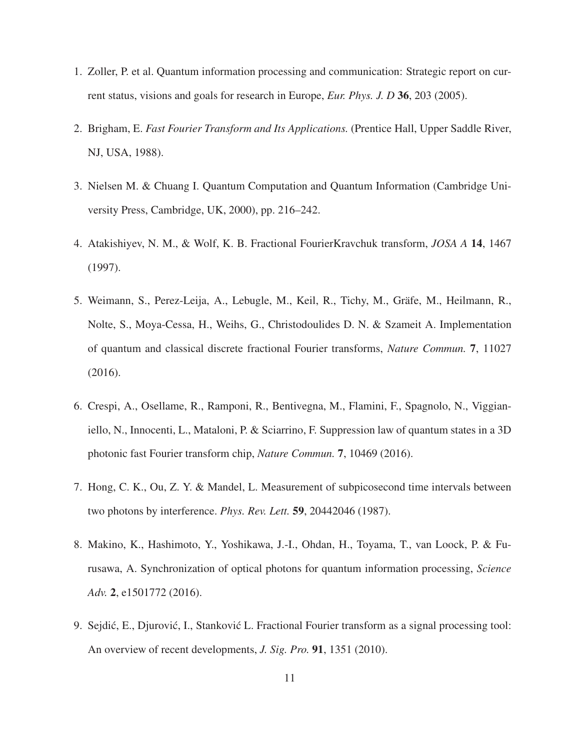1. Zoller, P. et al. Quantum information processing and communication: Strategic report on current status, visions and goals for research in Europe, *Eur. Phys. J. D* **36**, 203 (2005).
2. Brigham, E. *Fast Fourier Transform and Its Applications.* (Prentice Hall, Upper Saddle River, NJ, USA, 1988).
3. Nielsen M. & Chuang I. Quantum Computation and Quantum Information (Cambridge University Press, Cambridge, UK, 2000), pp. 216–242.
4. Atakishiyev, N. M., & Wolf, K. B. Fractional FourierKravchuk transform, *JOSA A* **14**, 1467 (1997).
5. Weimann, S., Perez-Leija, A., Lebugle, M., Keil, R., Tichy, M., Gräfe, M., Heilmann, R., Nolte, S., Moya-Cessa, H., Weihs, G., Christodoulides D. N. & Szameit A. Implementation of quantum and classical discrete fractional Fourier transforms, *Nature Commun.* **7**, 11027 (2016).
6. Crespi, A., Osellame, R., Ramponi, R., Bentivegna, M., Flamini, F., Spagnolo, N., Viggianiello, N., Innocenti, L., Mataloni, P. & Sciarrino, F. Suppression law of quantum states in a 3D photonic fast Fourier transform chip, *Nature Commun.* **7**, 10469 (2016).
7. Hong, C. K., Ou, Z. Y. & Mandel, L. Measurement of subpicosecond time intervals between two photons by interference. *Phys. Rev. Lett.* **59**, 20442046 (1987).
8. Makino, K., Hashimoto, Y., Yoshikawa, J.-I., Ohdan, H., Toyama, T., van Loock, P. & Furusawa, A. Synchronization of optical photons for quantum information processing, *Science Adv.* **2**, e1501772 (2016).
9. Sejdić, E., Djurović, I., Stanković L. Fractional Fourier transform as a signal processing tool: An overview of recent developments, *J. Sig. Pro.* **91**, 1351 (2010).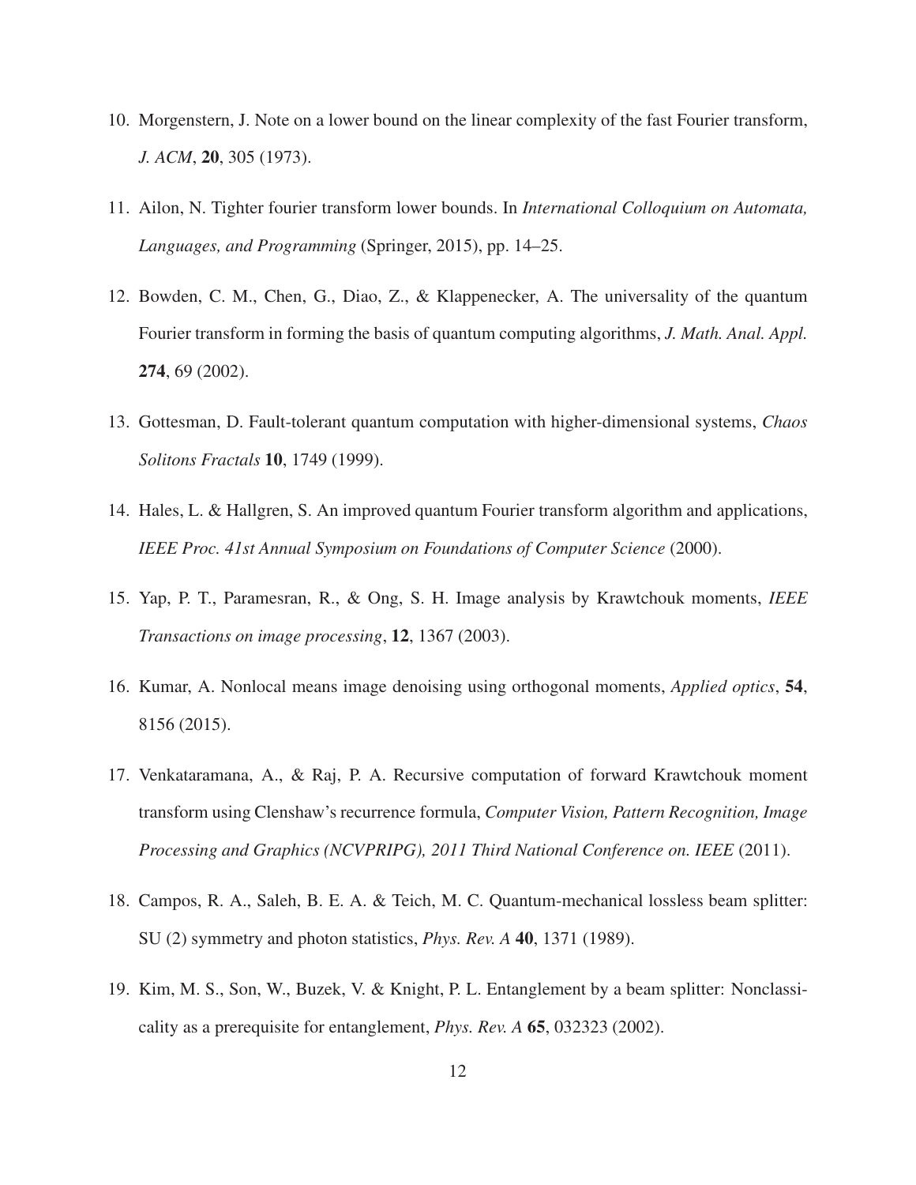10. Morgenstern, J. Note on a lower bound on the linear complexity of the fast Fourier transform, *J. ACM*, **20**, 305 (1973).

11. Ailon, N. Tighter fourier transform lower bounds. In *International Colloquium on Automata, Languages, and Programming* (Springer, 2015), pp. 14–25.

12. Bowden, C. M., Chen, G., Diao, Z., & Klappenecker, A. The universality of the quantum Fourier transform in forming the basis of quantum computing algorithms, *J. Math. Anal. Appl.* **274**, 69 (2002).

13. Gottesman, D. Fault-tolerant quantum computation with higher-dimensional systems, *Chaos Solitons Fractals* **10**, 1749 (1999).

14. Hales, L. & Hallgren, S. An improved quantum Fourier transform algorithm and applications, *IEEE Proc. 41st Annual Symposium on Foundations of Computer Science* (2000).

15. Yap, P. T., Paramesran, R., & Ong, S. H. Image analysis by Krawtchouk moments, *IEEE Transactions on image processing*, **12**, 1367 (2003).

16. Kumar, A. Nonlocal means image denoising using orthogonal moments, *Applied optics*, **54**, 8156 (2015).

17. Venkataramana, A., & Raj, P. A. Recursive computation of forward Krawtchouk moment transform using Clenshaw's recurrence formula, *Computer Vision, Pattern Recognition, Image Processing and Graphics (NCVPRIPG), 2011 Third National Conference on. IEEE* (2011).

18. Campos, R. A., Saleh, B. E. A. & Teich, M. C. Quantum-mechanical lossless beam splitter: SU (2) symmetry and photon statistics, *Phys. Rev. A* **40**, 1371 (1989).

19. Kim, M. S., Son, W., Buzek, V. & Knight, P. L. Entanglement by a beam splitter: Nonclassicality as a prerequisite for entanglement, *Phys. Rev. A* **65**, 032323 (2002).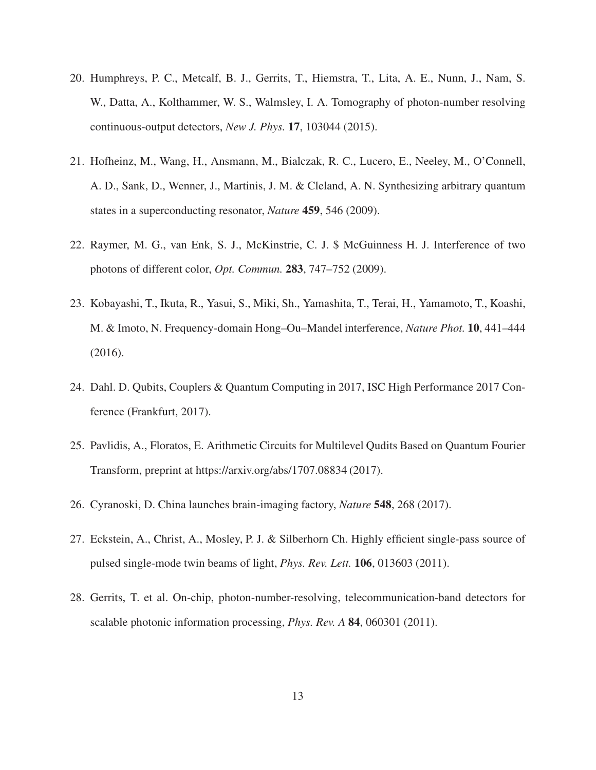20. Humphreys, P. C., Metcalf, B. J., Gerrits, T., Hiemstra, T., Lita, A. E., Nunn, J., Nam, S. W., Datta, A., Kolthammer, W. S., Walmsley, I. A. Tomography of photon-number resolving continuous-output detectors, *New J. Phys.* **17**, 103044 (2015).

21. Hofheinz, M., Wang, H., Ansmann, M., Bialczak, R. C., Lucero, E., Neeley, M., O'Connell, A. D., Sank, D., Wenner, J., Martinis, J. M. & Cleland, A. N. Synthesizing arbitrary quantum states in a superconducting resonator, *Nature* **459**, 546 (2009).

22. Raymer, M. G., van Enk, S. J., McKinstrie, C. J. $ McGuinness H. J. Interference of two photons of different color, *Opt. Commun.* **283**, 747–752 (2009).

23. Kobayashi, T., Ikuta, R., Yasui, S., Miki, Sh., Yamashita, T., Terai, H., Yamamoto, T., Koashi, M. & Imoto, N. Frequency-domain Hong–Ou–Mandel interference, *Nature Phot.* **10**, 441–444 (2016).

24. Dahl. D. Qubits, Couplers & Quantum Computing in 2017, ISC High Performance 2017 Conference (Frankfurt, 2017).

25. Pavlidis, A., Floratos, E. Arithmetic Circuits for Multilevel Qudits Based on Quantum Fourier Transform, preprint at https://arxiv.org/abs/1707.08834 (2017).

26. Cyranoski, D. China launches brain-imaging factory, *Nature* **548**, 268 (2017).

27. Eckstein, A., Christ, A., Mosley, P. J. & Silberhorn Ch. Highly efficient single-pass source of pulsed single-mode twin beams of light, *Phys. Rev. Lett.* **106**, 013603 (2011).

28. Gerrits, T. et al. On-chip, photon-number-resolving, telecommunication-band detectors for scalable photonic information processing, *Phys. Rev. A* **84**, 060301 (2011).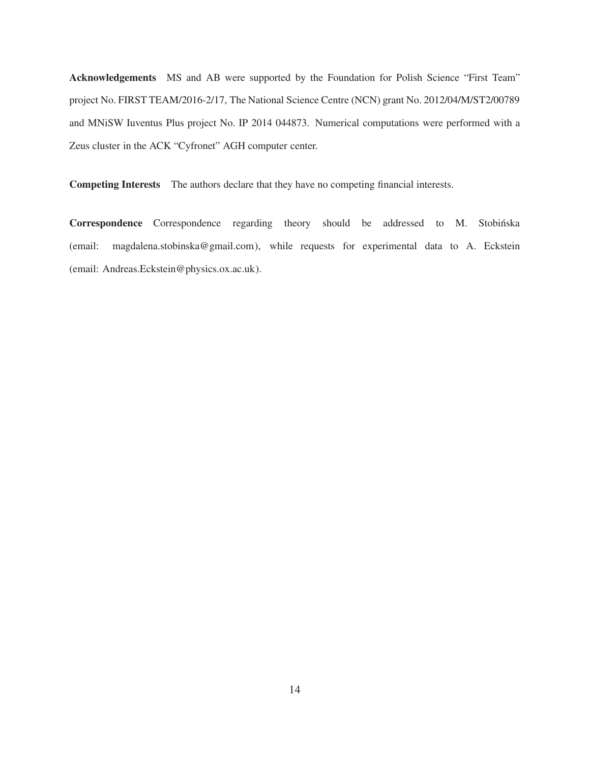**Acknowledgements** MS and AB were supported by the Foundation for Polish Science "First Team" project No. FIRST TEAM/2016-2/17, The National Science Centre (NCN) grant No. 2012/04/M/ST2/00789 and MNiSW Iuventus Plus project No. IP 2014 044873. Numerical computations were performed with a Zeus cluster in the ACK "Cyfronet" AGH computer center.

**Competing Interests** The authors declare that they have no competing financial interests.

**Correspondence** Correspondence regarding theory should be addressed to M. Stobińska (email: magdalena.stobinska@gmail.com), while requests for experimental data to A. Eckstein (email: Andreas.Eckstein@physics.ox.ac.uk).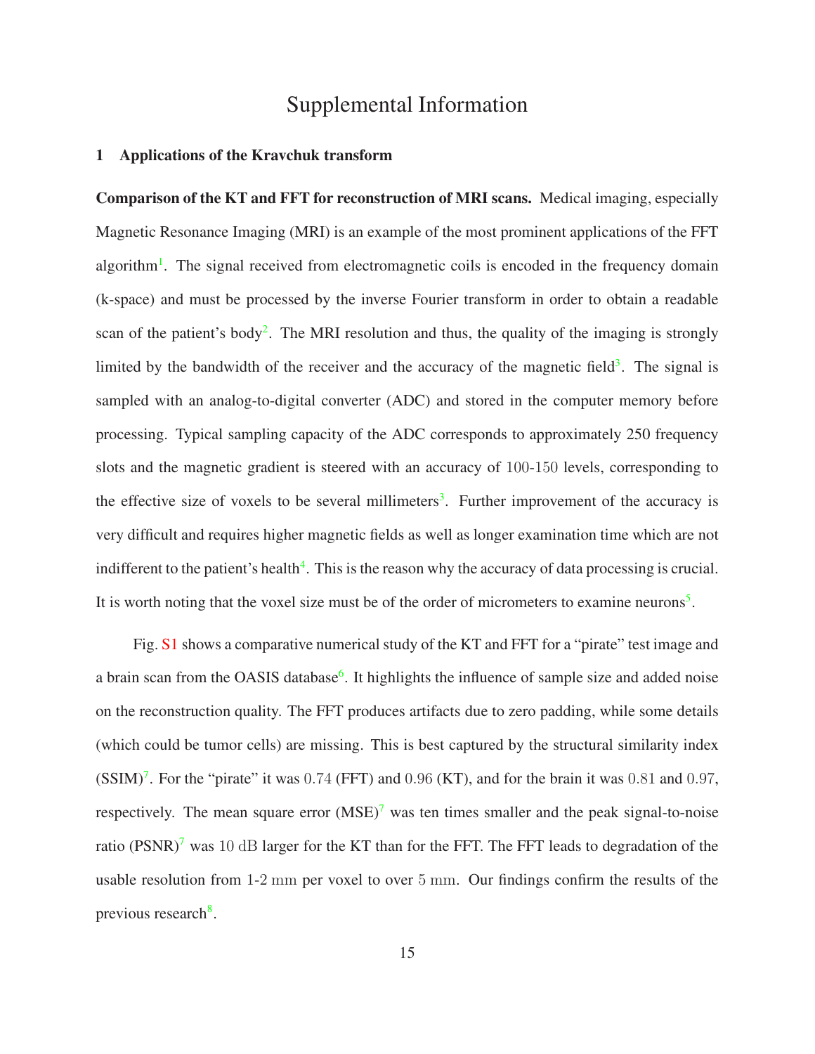# Supplemental Information

## 1 Applications of the Kravchuk transform

**Comparison of the KT and FFT for reconstruction of MRI scans.** Medical imaging, especially Magnetic Resonance Imaging (MRI) is an example of the most prominent applications of the FFT algorithm[1]. The signal received from electromagnetic coils is encoded in the frequency domain (k-space) and must be processed by the inverse Fourier transform in order to obtain a readable scan of the patient's body[2]. The MRI resolution and thus, the quality of the imaging is strongly limited by the bandwidth of the receiver and the accuracy of the magnetic field[3]. The signal is sampled with an analog-to-digital converter (ADC) and stored in the computer memory before processing. Typical sampling capacity of the ADC corresponds to approximately 250 frequency slots and the magnetic gradient is steered with an accuracy of 100-150 levels, corresponding to the effective size of voxels to be several millimeters[3]. Further improvement of the accuracy is very difficult and requires higher magnetic fields as well as longer examination time which are not indifferent to the patient's health[4]. This is the reason why the accuracy of data processing is crucial. It is worth noting that the voxel size must be of the order of micrometers to examine neurons[5].

Fig. S1 shows a comparative numerical study of the KT and FFT for a "pirate" test image and a brain scan from the OASIS database[6]. It highlights the influence of sample size and added noise on the reconstruction quality. The FFT produces artifacts due to zero padding, while some details (which could be tumor cells) are missing. This is best captured by the structural similarity index (SSIM)[7]. For the "pirate" it was 0.74 (FFT) and 0.96 (KT), and for the brain it was 0.81 and 0.97, respectively. The mean square error (MSE)[7] was ten times smaller and the peak signal-to-noise ratio (PSNR)[7] was 10 dB larger for the KT than for the FFT. The FFT leads to degradation of the usable resolution from 1-2 mm per voxel to over 5 mm. Our findings confirm the results of the previous research[8].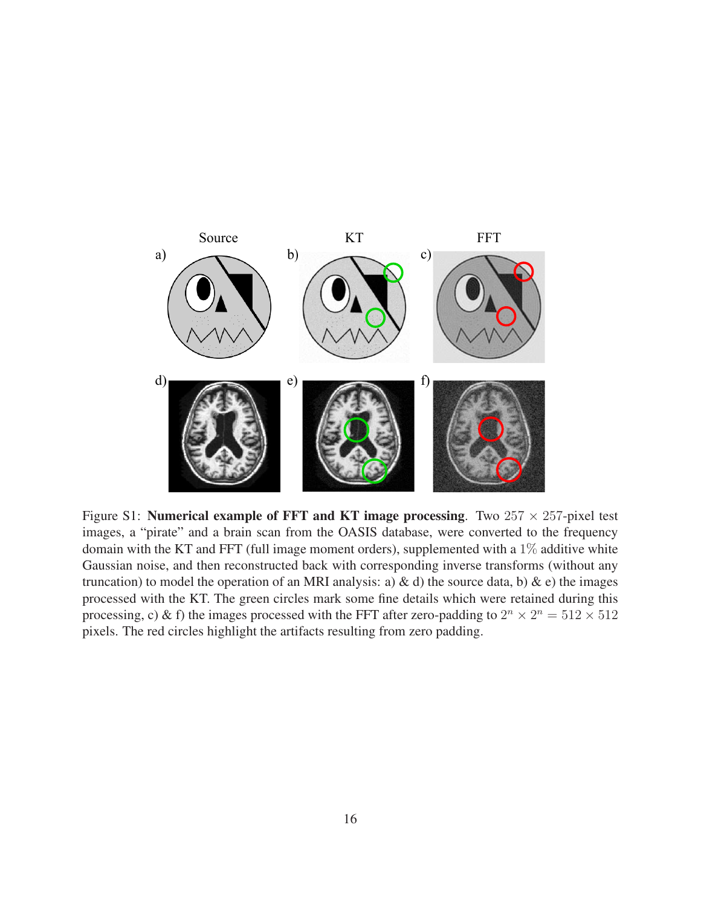Figure S1: **Numerical example of FFT and KT image processing**. Two $257 \times 257$-pixel test images, a "pirate" and a brain scan from the OASIS database, were converted to the frequency domain with the KT and FFT (full image moment orders), supplemented with a $1\%$ additive white Gaussian noise, and then reconstructed back with corresponding inverse transforms (without any truncation) to model the operation of an MRI analysis: a) & d) the source data, b) & e) the images processed with the KT. The green circles mark some fine details which were retained during this processing, c) & f) the images processed with the FFT after zero-padding to $2^n \times 2^n = 512 \times 512$ pixels. The red circles highlight the artifacts resulting from zero padding.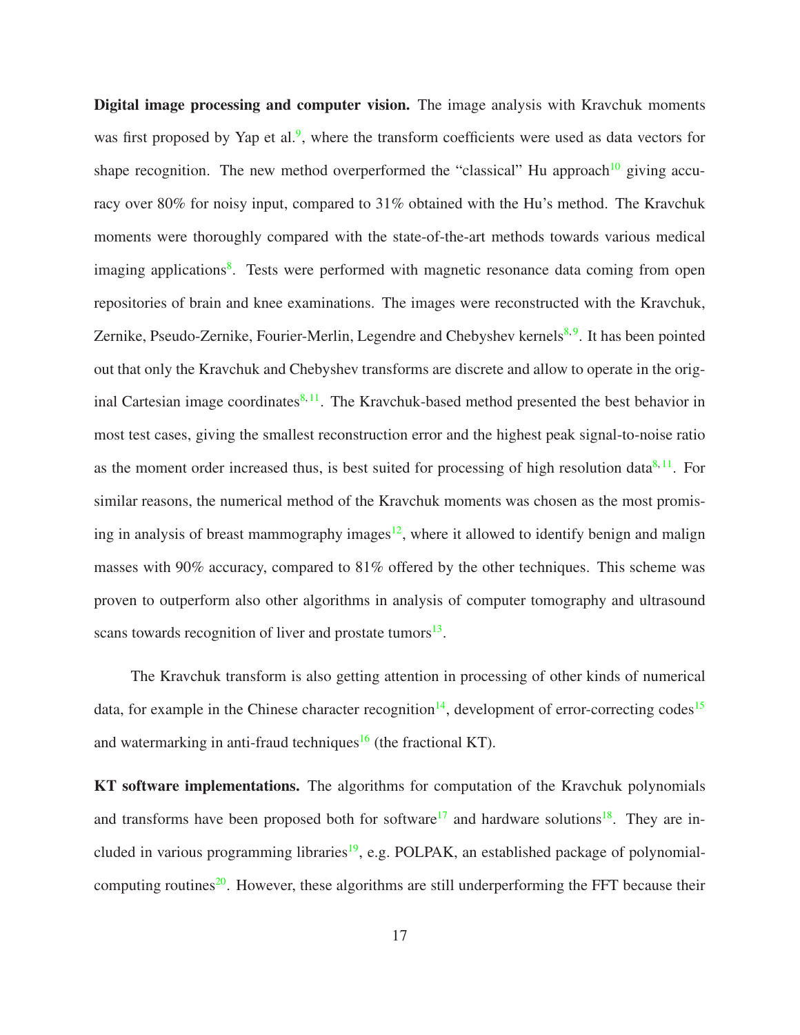**Digital image processing and computer vision.** The image analysis with Kravchuk moments was first proposed by Yap et al.[9], where the transform coefficients were used as data vectors for shape recognition. The new method overperformed the "classical" Hu approach[10] giving accuracy over 80% for noisy input, compared to 31% obtained with the Hu's method. The Kravchuk moments were thoroughly compared with the state-of-the-art methods towards various medical imaging applications[8]. Tests were performed with magnetic resonance data coming from open repositories of brain and knee examinations. The images were reconstructed with the Kravchuk, Zernike, Pseudo-Zernike, Fourier-Merlin, Legendre and Chebyshev kernels[8,9]. It has been pointed out that only the Kravchuk and Chebyshev transforms are discrete and allow to operate in the original Cartesian image coordinates[8,11]. The Kravchuk-based method presented the best behavior in most test cases, giving the smallest reconstruction error and the highest peak signal-to-noise ratio as the moment order increased thus, is best suited for processing of high resolution data[8,11]. For similar reasons, the numerical method of the Kravchuk moments was chosen as the most promising in analysis of breast mammography images[12], where it allowed to identify benign and malign masses with 90% accuracy, compared to 81% offered by the other techniques. This scheme was proven to outperform also other algorithms in analysis of computer tomography and ultrasound scans towards recognition of liver and prostate tumors[13].

The Kravchuk transform is also getting attention in processing of other kinds of numerical data, for example in the Chinese character recognition[14], development of error-correcting codes[15] and watermarking in anti-fraud techniques[16] (the fractional KT).

**KT software implementations.** The algorithms for computation of the Kravchuk polynomials and transforms have been proposed both for software[17] and hardware solutions[18]. They are included in various programming libraries[19], e.g. POLPAK, an established package of polynomial-computing routines[20]. However, these algorithms are still underperforming the FFT because their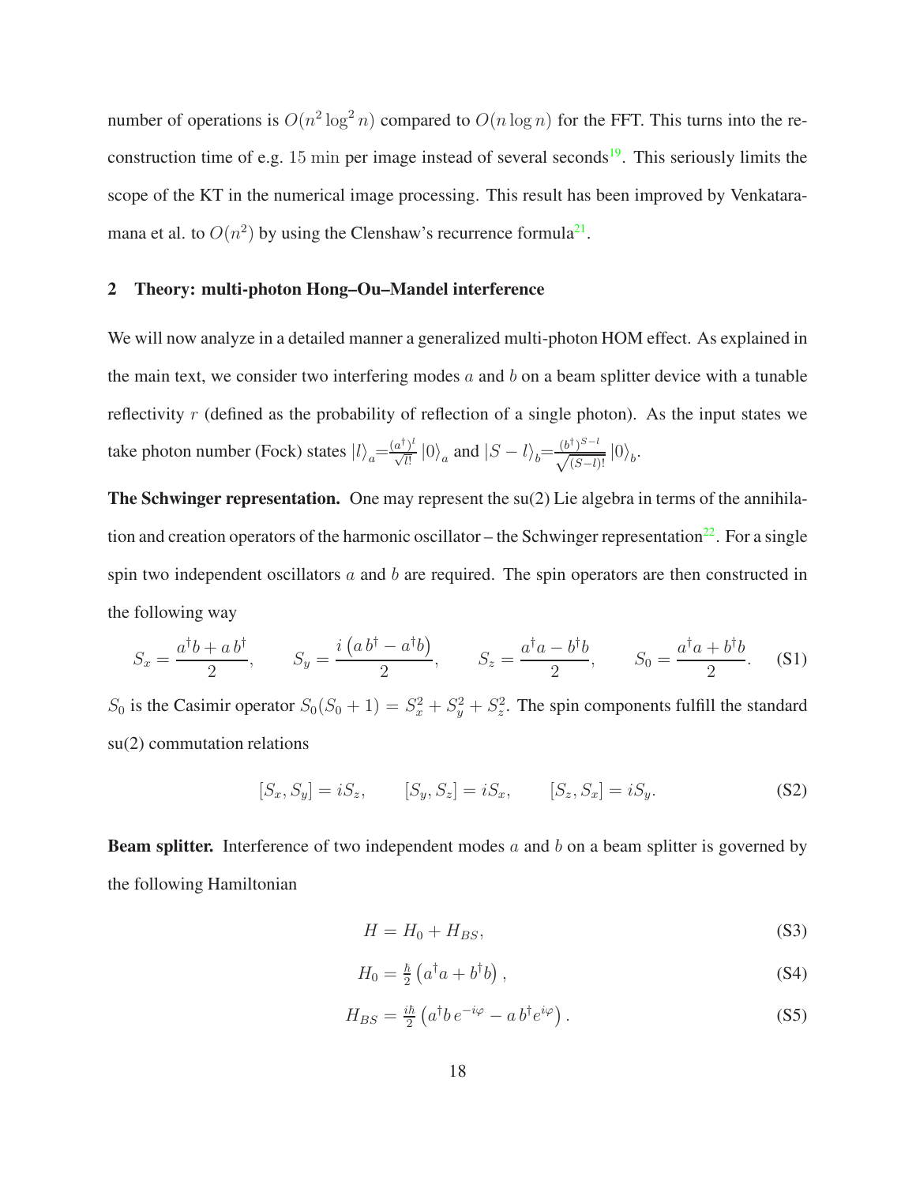number of operations is $O(n^2 \log^2 n)$ compared to $O(n \log n)$ for the FFT. This turns into the reconstruction time of e.g. $15$ min per image instead of several seconds[19]. This seriously limits the scope of the KT in the numerical image processing. This result has been improved by Venkataramana et al. to $O(n^2)$ by using the Clenshaw's recurrence formula[21].

## 2 Theory: multi-photon Hong–Ou–Mandel interference

We will now analyze in a detailed manner a generalized multi-photon HOM effect. As explained in the main text, we consider two interfering modes $a$ and $b$ on a beam splitter device with a tunable reflectivity $r$ (defined as the probability of reflection of a single photon). As the input states we take photon number (Fock) states $|l\rangle_a = \frac{(a^\dagger)^l}{\sqrt{l!}} |0\rangle_a$ and $|S-l\rangle_b = \frac{(b^\dagger)^{S-l}}{\sqrt{(S-l)!}} |0\rangle_b$.

**The Schwinger representation.** One may represent the su(2) Lie algebra in terms of the annihilation and creation operators of the harmonic oscillator – the Schwinger representation[22]. For a single spin two independent oscillators $a$ and $b$ are required. The spin operators are then constructed in the following way

$$S_x = \frac{a^\dagger b + a\, b^\dagger}{2}, \qquad S_y = \frac{i\left(a\, b^\dagger - a^\dagger b\right)}{2}, \qquad S_z = \frac{a^\dagger a - b^\dagger b}{2}, \qquad S_0 = \frac{a^\dagger a + b^\dagger b}{2}. \tag{S1}$$

$S_0$ is the Casimir operator $S_0(S_0+1) = S_x^2 + S_y^2 + S_z^2$. The spin components fulfill the standard su(2) commutation relations

$$[S_x, S_y] = iS_z, \qquad [S_y, S_z] = iS_x, \qquad [S_z, S_x] = iS_y. \tag{S2}$$

**Beam splitter.** Interference of two independent modes $a$ and $b$ on a beam splitter is governed by the following Hamiltonian

$$H = H_0 + H_{BS}, \tag{S3}$$

$$H_0 = \tfrac{\hbar}{2}\left(a^\dagger a + b^\dagger b\right), \tag{S4}$$

$$H_{BS} = \tfrac{i\hbar}{2}\left(a^\dagger b\, e^{-i\varphi} - a\, b^\dagger e^{i\varphi}\right). \tag{S5}$$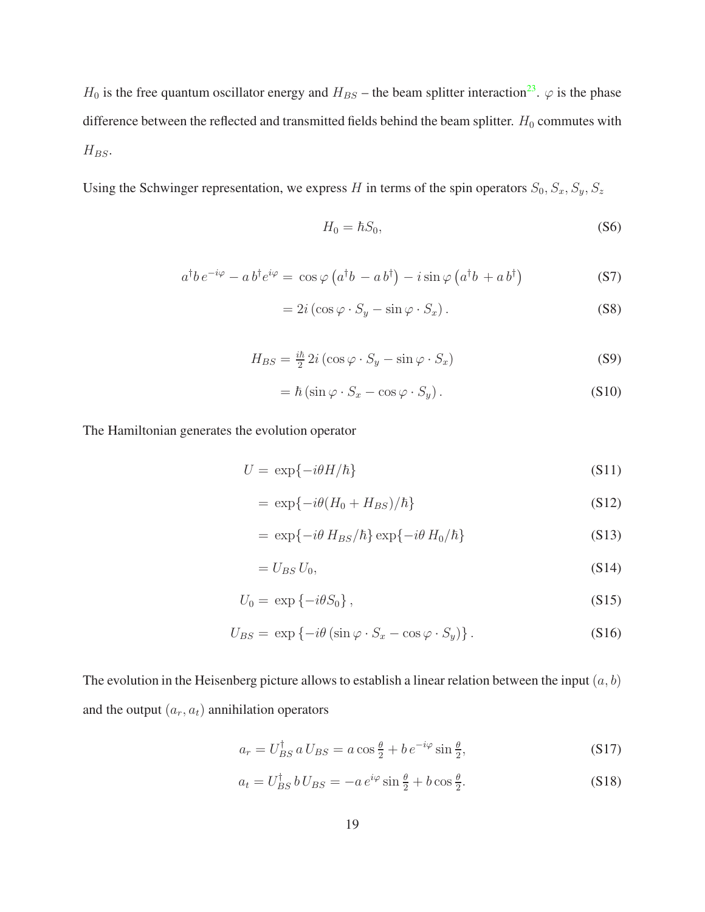$H_0$ is the free quantum oscillator energy and $H_{BS}$ – the beam splitter interaction[23]. $\varphi$ is the phase difference between the reflected and transmitted fields behind the beam splitter. $H_0$ commutes with $H_{BS}$.

Using the Schwinger representation, we express $H$ in terms of the spin operators $S_0, S_x, S_y, S_z$

$$H_0 = \hbar S_0, \tag{S6}$$

$$a^\dagger b\, e^{-i\varphi} - a\, b^\dagger e^{i\varphi} = \cos\varphi \left(a^\dagger b\, - a\, b^\dagger\right) - i\sin\varphi \left(a^\dagger b\, + a\, b^\dagger\right) \tag{S7}$$

$$= 2i\left(\cos\varphi \cdot S_y - \sin\varphi \cdot S_x\right). \tag{S8}$$

$$H_{BS} = \tfrac{i\hbar}{2}\, 2i\left(\cos\varphi \cdot S_y - \sin\varphi \cdot S_x\right) \tag{S9}$$

$$= \hbar\left(\sin\varphi \cdot S_x - \cos\varphi \cdot S_y\right). \tag{S10}$$

The Hamiltonian generates the evolution operator

$$U = \exp\{-i\theta H/\hbar\} \tag{S11}$$

$$= \exp\{-i\theta(H_0 + H_{BS})/\hbar\} \tag{S12}$$

$$= \exp\{-i\theta\, H_{BS}/\hbar\}\exp\{-i\theta\, H_0/\hbar\} \tag{S13}$$

$$= U_{BS}\, U_0, \tag{S14}$$

$$U_0 = \exp\left\{-i\theta S_0\right\}, \tag{S15}$$

$$U_{BS} = \exp\left\{-i\theta\left(\sin\varphi \cdot S_x - \cos\varphi \cdot S_y\right)\right\}. \tag{S16}$$

The evolution in the Heisenberg picture allows to establish a linear relation between the input $(a, b)$ and the output $(a_r, a_t)$ annihilation operators

$$a_r = U_{BS}^\dagger\, a\, U_{BS} = a\cos\tfrac{\theta}{2} + b\, e^{-i\varphi}\sin\tfrac{\theta}{2}, \tag{S17}$$

$$a_t = U_{BS}^\dagger\, b\, U_{BS} = -a\, e^{i\varphi}\sin\tfrac{\theta}{2} + b\cos\tfrac{\theta}{2}. \tag{S18}$$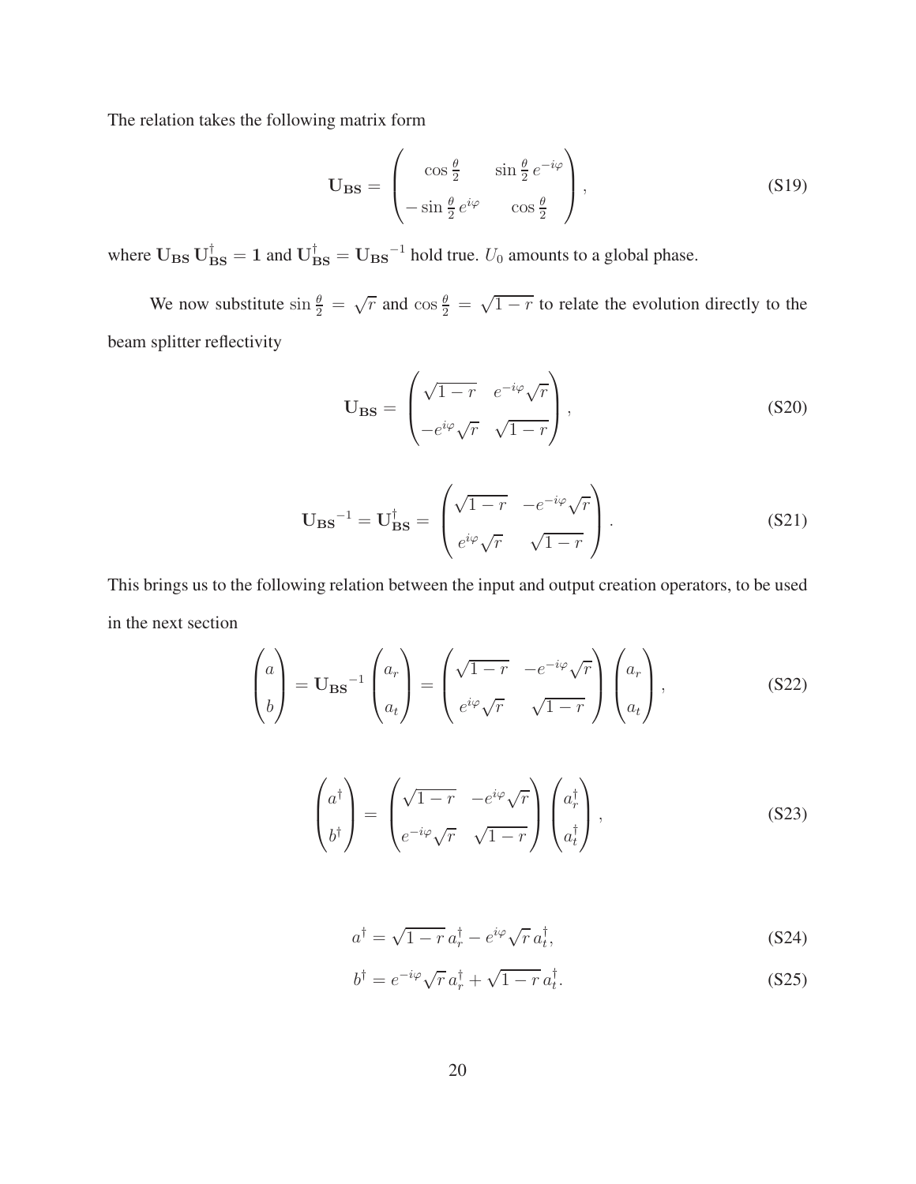The relation takes the following matrix form

$$\mathbf{U_{BS}} = \begin{pmatrix} \cos\frac{\theta}{2} & \sin\frac{\theta}{2}\, e^{-i\varphi} \\ -\sin\frac{\theta}{2}\, e^{i\varphi} & \cos\frac{\theta}{2} \end{pmatrix}, \tag{S19}$$

where $\mathbf{U_{BS}}\,\mathbf{U}^{\dagger}_{\mathbf{BS}} = \mathbf{1}$ and $\mathbf{U}^{\dagger}_{\mathbf{BS}} = \mathbf{U_{BS}}^{-1}$ hold true. $U_0$ amounts to a global phase.

We now substitute $\sin\frac{\theta}{2} = \sqrt{r}$ and $\cos\frac{\theta}{2} = \sqrt{1-r}$ to relate the evolution directly to the beam splitter reflectivity

$$\mathbf{U_{BS}} = \begin{pmatrix} \sqrt{1-r} & e^{-i\varphi}\sqrt{r} \\ -e^{i\varphi}\sqrt{r} & \sqrt{1-r} \end{pmatrix}, \tag{S20}$$

$$\mathbf{U_{BS}}^{-1} = \mathbf{U}^{\dagger}_{\mathbf{BS}} = \begin{pmatrix} \sqrt{1-r} & -e^{-i\varphi}\sqrt{r} \\ e^{i\varphi}\sqrt{r} & \sqrt{1-r} \end{pmatrix}. \tag{S21}$$

This brings us to the following relation between the input and output creation operators, to be used in the next section

$$\begin{pmatrix} a \\ b \end{pmatrix} = \mathbf{U_{BS}}^{-1} \begin{pmatrix} a_r \\ a_t \end{pmatrix} = \begin{pmatrix} \sqrt{1-r} & -e^{-i\varphi}\sqrt{r} \\ e^{i\varphi}\sqrt{r} & \sqrt{1-r} \end{pmatrix} \begin{pmatrix} a_r \\ a_t \end{pmatrix}, \tag{S22}$$

$$\begin{pmatrix} a^{\dagger} \\ b^{\dagger} \end{pmatrix} = \begin{pmatrix} \sqrt{1-r} & -e^{i\varphi}\sqrt{r} \\ e^{-i\varphi}\sqrt{r} & \sqrt{1-r} \end{pmatrix} \begin{pmatrix} a_r^{\dagger} \\ a_t^{\dagger} \end{pmatrix}, \tag{S23}$$

$$a^{\dagger} = \sqrt{1-r}\, a_r^{\dagger} - e^{i\varphi}\sqrt{r}\, a_t^{\dagger}, \tag{S24}$$

$$b^{\dagger} = e^{-i\varphi}\sqrt{r}\, a_r^{\dagger} + \sqrt{1-r}\, a_t^{\dagger}. \tag{S25}$$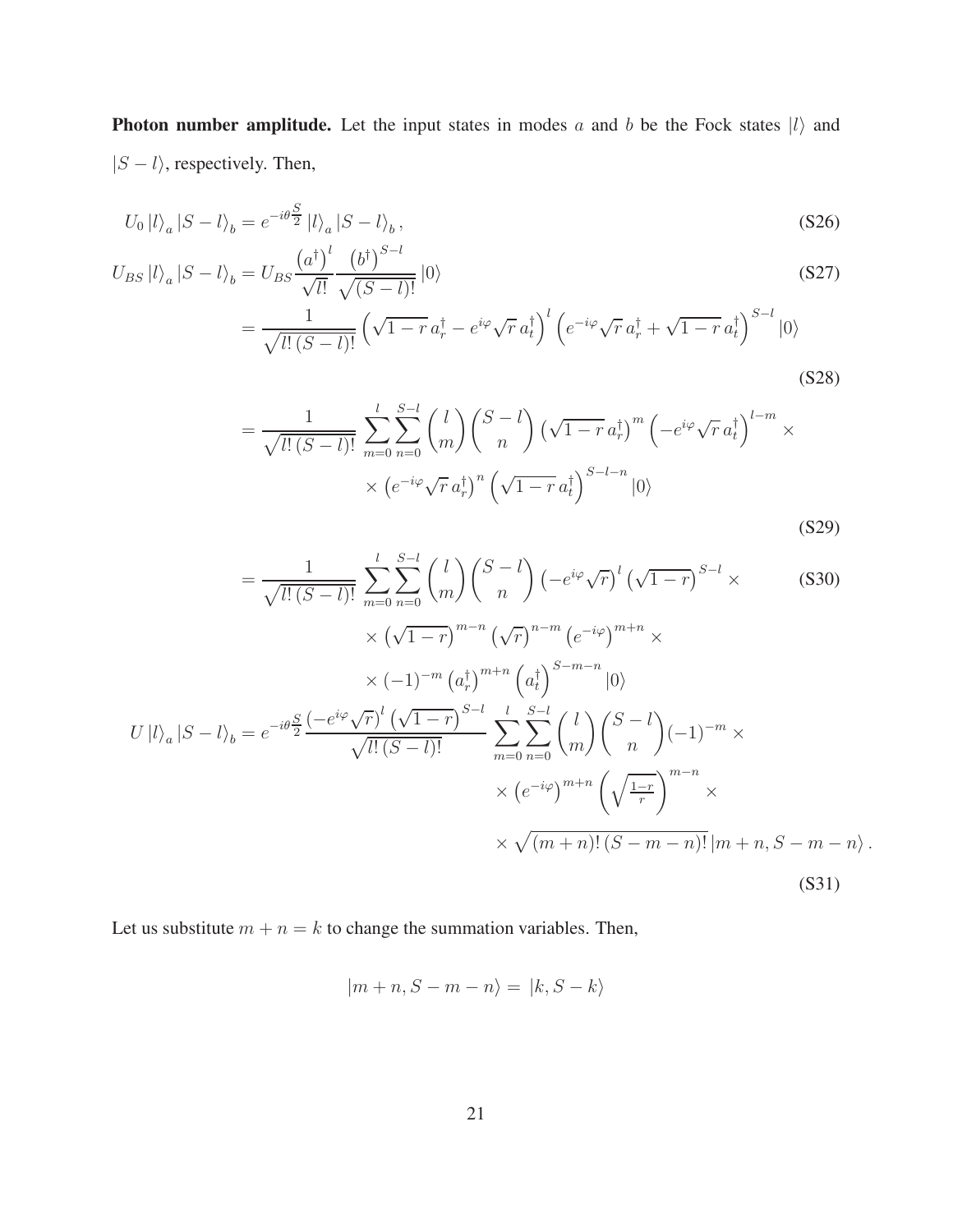**Photon number amplitude.** Let the input states in modes $a$ and $b$ be the Fock states $|l\rangle$ and $|S-l\rangle$, respectively. Then,

$$U_0 |l\rangle_a |S-l\rangle_b = e^{-i\theta\frac{S}{2}} |l\rangle_a |S-l\rangle_b , \tag{S26}$$

$$U_{BS} |l\rangle_a |S-l\rangle_b = U_{BS} \frac{\left(a^\dagger\right)^l}{\sqrt{l!}} \frac{\left(b^\dagger\right)^{S-l}}{\sqrt{(S-l)!}} |0\rangle \tag{S27}$$

$$= \frac{1}{\sqrt{l!\,(S-l)!}} \left(\sqrt{1-r}\, a_r^\dagger - e^{i\varphi}\sqrt{r}\, a_t^\dagger\right)^l \left(e^{-i\varphi}\sqrt{r}\, a_r^\dagger + \sqrt{1-r}\, a_t^\dagger\right)^{S-l} |0\rangle \tag{S28}$$

$$= \frac{1}{\sqrt{l!\,(S-l)!}} \sum_{m=0}^{l} \sum_{n=0}^{S-l} \binom{l}{m} \binom{S-l}{n} \left(\sqrt{1-r}\, a_r^\dagger\right)^m \left(-e^{i\varphi}\sqrt{r}\, a_t^\dagger\right)^{l-m} \times \\ \times \left(e^{-i\varphi}\sqrt{r}\, a_r^\dagger\right)^n \left(\sqrt{1-r}\, a_t^\dagger\right)^{S-l-n} |0\rangle \tag{S29}$$

$$= \frac{1}{\sqrt{l!\,(S-l)!}} \sum_{m=0}^{l} \sum_{n=0}^{S-l} \binom{l}{m} \binom{S-l}{n} \left(-e^{i\varphi}\sqrt{r}\right)^l \left(\sqrt{1-r}\right)^{S-l} \times \\ \times \left(\sqrt{1-r}\right)^{m-n} \left(\sqrt{r}\right)^{n-m} \left(e^{-i\varphi}\right)^{m+n} \times \\ \times (-1)^{-m} \left(a_r^\dagger\right)^{m+n} \left(a_t^\dagger\right)^{S-m-n} |0\rangle \tag{S30}$$

$$U |l\rangle_a |S-l\rangle_b = e^{-i\theta\frac{S}{2}} \frac{\left(-e^{i\varphi}\sqrt{r}\right)^l \left(\sqrt{1-r}\right)^{S-l}}{\sqrt{l!\,(S-l)!}} \sum_{m=0}^{l} \sum_{n=0}^{S-l} \binom{l}{m} \binom{S-l}{n} (-1)^{-m} \times \\ \times \left(e^{-i\varphi}\right)^{m+n} \left(\sqrt{\tfrac{1-r}{r}}\right)^{m-n} \times \\ \times \sqrt{(m+n)!\,(S-m-n)!}\, |m+n, S-m-n\rangle . \tag{S31}$$

Let us substitute $m+n=k$ to change the summation variables. Then,

$$|m+n, S-m-n\rangle = |k, S-k\rangle$$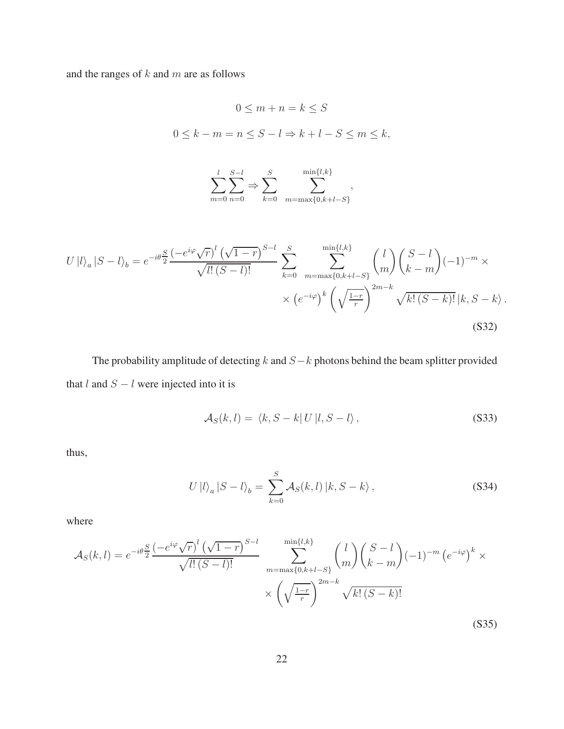and the ranges of $k$ and $m$ are as follows

$$0 \leq m + n = k \leq S$$

$$0 \leq k - m = n \leq S - l \Rightarrow k + l - S \leq m \leq k,$$

$$\sum_{m=0}^{l} \sum_{n=0}^{S-l} \Rightarrow \sum_{k=0}^{S} \sum_{m=\max\{0,k+l-S\}}^{\min\{l,k\}},$$

$$U \left|l\right\rangle_a \left|S-l\right\rangle_b = e^{-i\theta \frac{S}{2}} \frac{\left(-e^{i\varphi}\sqrt{r}\right)^l \left(\sqrt{1-r}\right)^{S-l}}{\sqrt{l!\,(S-l)!}} \sum_{k=0}^{S} \sum_{m=\max\{0,k+l-S\}}^{\min\{l,k\}} \binom{l}{m} \binom{S-l}{k-m} (-1)^{-m} \times \times \left(e^{-i\varphi}\right)^k \left(\sqrt{\tfrac{1-r}{r}}\right)^{2m-k} \sqrt{k!\,(S-k)!} \left|k, S-k\right\rangle. \tag{S32}$$

The probability amplitude of detecting $k$ and $S-k$ photons behind the beam splitter provided that $l$ and $S-l$ were injected into it is

$$\mathcal{A}_S(k,l) = \left\langle k, S-k\right| U \left|l, S-l\right\rangle, \tag{S33}$$

thus,

$$U \left|l\right\rangle_a \left|S-l\right\rangle_b = \sum_{k=0}^{S} \mathcal{A}_S(k,l) \left|k, S-k\right\rangle, \tag{S34}$$

where

$$\mathcal{A}_S(k,l) = e^{-i\theta \frac{S}{2}} \frac{\left(-e^{i\varphi}\sqrt{r}\right)^l \left(\sqrt{1-r}\right)^{S-l}}{\sqrt{l!\,(S-l)!}} \sum_{m=\max\{0,k+l-S\}}^{\min\{l,k\}} \binom{l}{m} \binom{S-l}{k-m} (-1)^{-m} \left(e^{-i\varphi}\right)^k \times \times \left(\sqrt{\tfrac{1-r}{r}}\right)^{2m-k} \sqrt{k!\,(S-k)!} \tag{S35}$$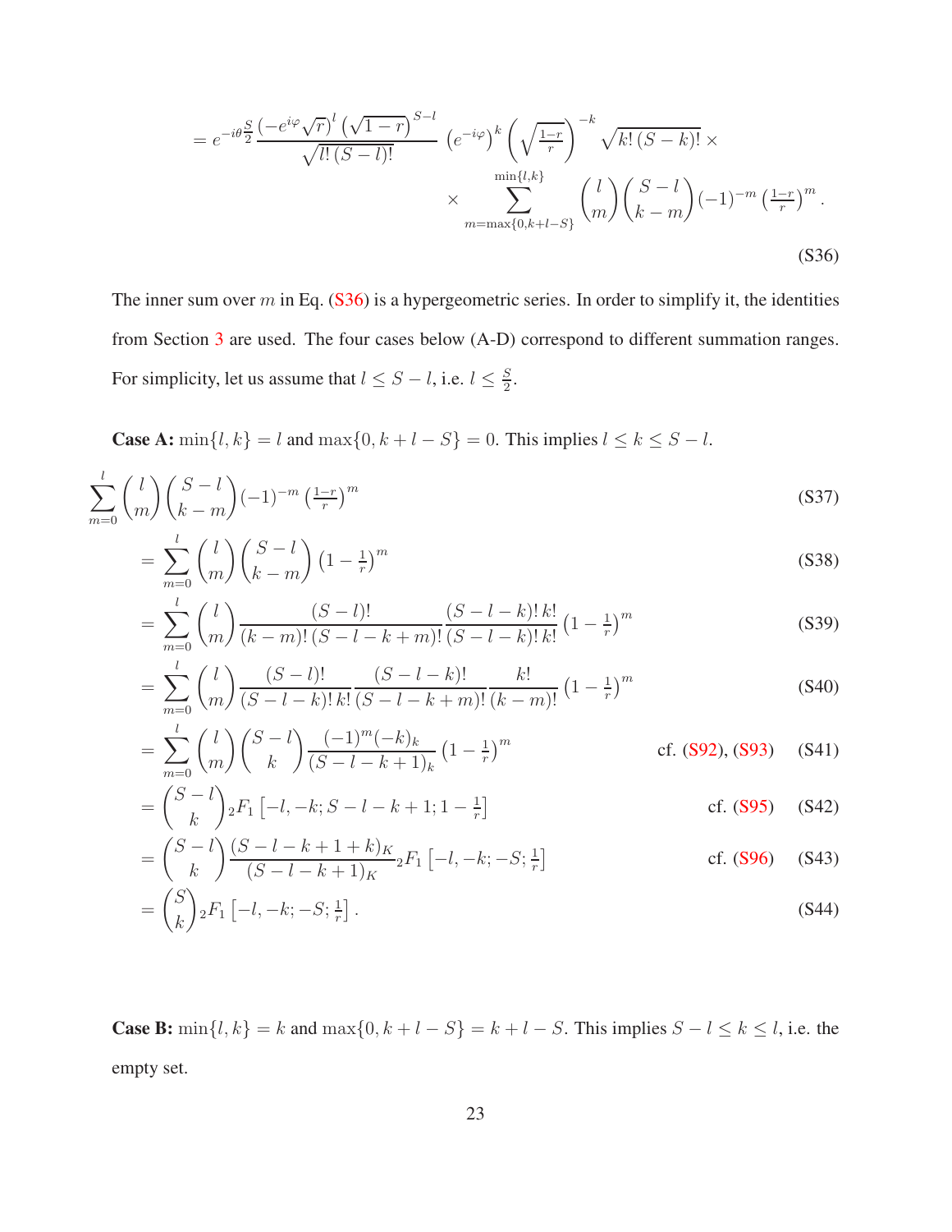$$
= e^{-i\theta\frac{S}{2}} \frac{\left(-e^{i\varphi}\sqrt{r}\right)^{l}\left(\sqrt{1-r}\right)^{S-l}}{\sqrt{l!\,(S-l)!}} \left(e^{-i\varphi}\right)^{k} \left(\sqrt{\tfrac{1-r}{r}}\right)^{-k} \sqrt{k!\,(S-k)!}\times
$$

$$
\times \sum_{m=\max\{0,k+l-S\}}^{\min\{l,k\}} \binom{l}{m}\binom{S-l}{k-m}(-1)^{-m}\left(\tfrac{1-r}{r}\right)^{m}. \tag{S36}
$$

The inner sum over $m$ in Eq. (S36) is a hypergeometric series. In order to simplify it, the identities from Section 3 are used. The four cases below (A-D) correspond to different summation ranges. For simplicity, let us assume that $l \leq S-l$, i.e. $l \leq \frac{S}{2}$.

**Case A:** $\min\{l,k\} = l$ and $\max\{0, k+l-S\} = 0$. This implies $l \leq k \leq S-l$.

$$
\sum_{m=0}^{l} \binom{l}{m}\binom{S-l}{k-m}(-1)^{-m}\left(\tfrac{1-r}{r}\right)^{m} \tag{S37}
$$

$$
= \sum_{m=0}^{l} \binom{l}{m}\binom{S-l}{k-m}\left(1-\tfrac{1}{r}\right)^{m} \tag{S38}
$$

$$
= \sum_{m=0}^{l} \binom{l}{m}\frac{(S-l)!}{(k-m)!\,(S-l-k+m)!}\frac{(S-l-k)!\,k!}{(S-l-k)!\,k!}\left(1-\tfrac{1}{r}\right)^{m} \tag{S39}
$$

$$
= \sum_{m=0}^{l} \binom{l}{m}\frac{(S-l)!}{(S-l-k)!\,k!}\frac{(S-l-k)!}{(S-l-k+m)!}\frac{k!}{(k-m)!}\left(1-\tfrac{1}{r}\right)^{m} \tag{S40}
$$

$$
= \sum_{m=0}^{l} \binom{l}{m}\binom{S-l}{k}\frac{(-1)^{m}(-k)_{k}}{(S-l-k+1)_{k}}\left(1-\tfrac{1}{r}\right)^{m} \qquad \text{cf. (S92), (S93)} \tag{S41}
$$

$$
= \binom{S-l}{k}\,{}_2F_1\left[-l,-k;S-l-k+1;1-\tfrac{1}{r}\right] \qquad \text{cf. (S95)} \tag{S42}
$$

$$
= \binom{S-l}{k}\frac{(S-l-k+1+k)_{K}}{(S-l-k+1)_{K}}\,{}_2F_1\left[-l,-k;-S;\tfrac{1}{r}\right] \qquad \text{cf. (S96)} \tag{S43}
$$

$$
= \binom{S}{k}\,{}_2F_1\left[-l,-k;-S;\tfrac{1}{r}\right]. \tag{S44}
$$

**Case B:** $\min\{l,k\} = k$ and $\max\{0, k+l-S\} = k+l-S$. This implies $S-l \leq k \leq l$, i.e. the empty set.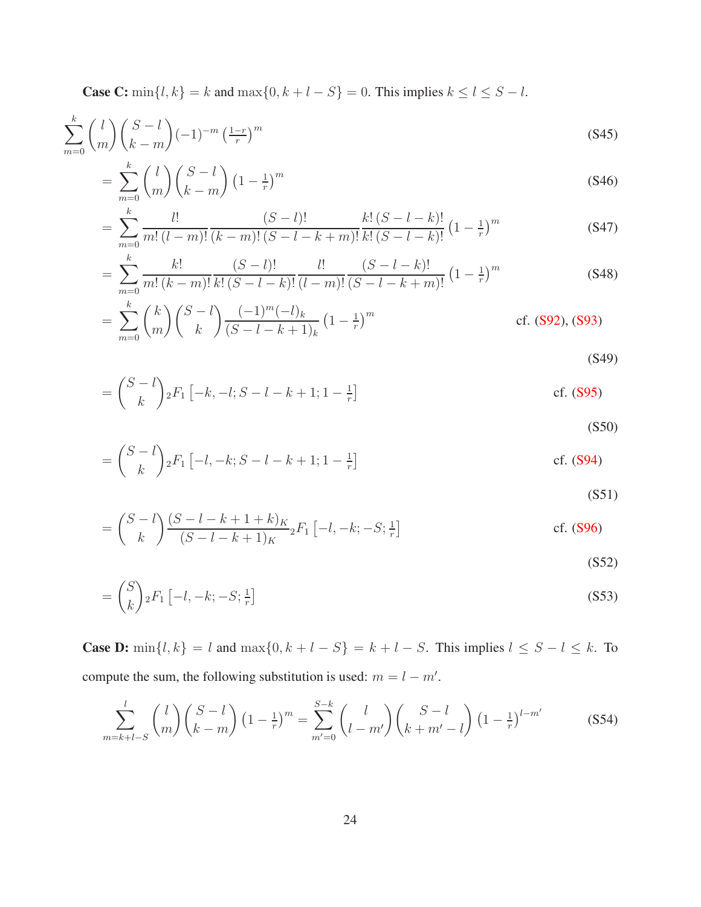**Case C:** $\min\{l,k\} = k$ and $\max\{0, k+l-S\} = 0$. This implies $k \leq l \leq S-l$.

$$\sum_{m=0}^{k} \binom{l}{m}\binom{S-l}{k-m}(-1)^{-m}\left(\tfrac{1-r}{r}\right)^m \tag{S45}$$

$$= \sum_{m=0}^{k} \binom{l}{m}\binom{S-l}{k-m}\left(1-\tfrac{1}{r}\right)^m \tag{S46}$$

$$= \sum_{m=0}^{k} \frac{l!}{m!\,(l-m)!}\frac{(S-l)!}{(k-m)!\,(S-l-k+m)!}\frac{k!\,(S-l-k)!}{k!\,(S-l-k)!}\left(1-\tfrac{1}{r}\right)^m \tag{S47}$$

$$= \sum_{m=0}^{k} \frac{k!}{m!\,(k-m)!}\frac{(S-l)!}{k!\,(S-l-k)!}\frac{l!}{(l-m)!}\frac{(S-l-k)!}{(S-l-k+m)!}\left(1-\tfrac{1}{r}\right)^m \tag{S48}$$

$$= \sum_{m=0}^{k} \binom{k}{m}\binom{S-l}{k}\frac{(-1)^m(-l)_k}{(S-l-k+1)_k}\left(1-\tfrac{1}{r}\right)^m \qquad \text{cf. (S92), (S93)} \tag{S49}$$

$$= \binom{S-l}{k}{}_2F_1\left[-k,-l;S-l-k+1;1-\tfrac{1}{r}\right] \qquad \text{cf. (S95)} \tag{S50}$$

$$= \binom{S-l}{k}{}_2F_1\left[-l,-k;S-l-k+1;1-\tfrac{1}{r}\right] \qquad \text{cf. (S94)} \tag{S51}$$

$$= \binom{S-l}{k}\frac{(S-l-k+1+k)_K}{(S-l-k+1)_K}{}_2F_1\left[-l,-k;-S;\tfrac{1}{r}\right] \qquad \text{cf. (S96)} \tag{S52}$$

$$= \binom{S}{k}{}_2F_1\left[-l,-k;-S;\tfrac{1}{r}\right] \tag{S53}$$

**Case D:** $\min\{l,k\} = l$ and $\max\{0, k+l-S\} = k+l-S$. This implies $l \leq S-l \leq k$. To compute the sum, the following substitution is used: $m = l - m'$.

$$\sum_{m=k+l-S}^{l} \binom{l}{m}\binom{S-l}{k-m}\left(1-\tfrac{1}{r}\right)^m = \sum_{m'=0}^{S-k} \binom{l}{l-m'}\binom{S-l}{k+m'-l}\left(1-\tfrac{1}{r}\right)^{l-m'} \tag{S54}$$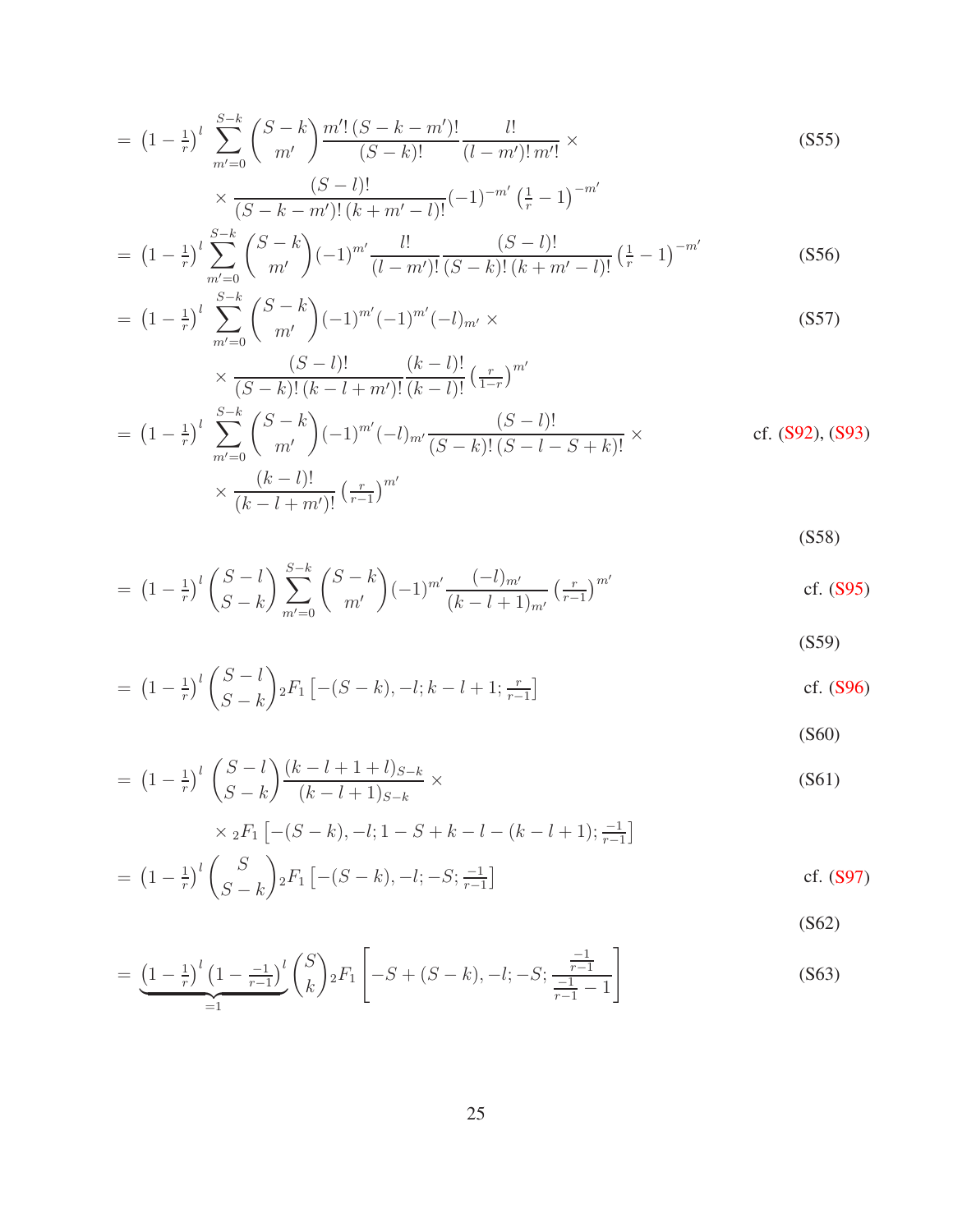$$= \left(1-\tfrac{1}{r}\right)^l \sum_{m'=0}^{S-k} \binom{S-k}{m'} \frac{m'!\,(S-k-m')!}{(S-k)!} \frac{l!}{(l-m')!\,m'!} \times \tag{S55}$$

$$\times \frac{(S-l)!}{(S-k-m')!\,(k+m'-l)!} (-1)^{-m'} \left(\tfrac{1}{r}-1\right)^{-m'}$$

$$= \left(1-\tfrac{1}{r}\right)^l \sum_{m'=0}^{S-k} \binom{S-k}{m'} (-1)^{m'} \frac{l!}{(l-m')!} \frac{(S-l)!}{(S-k)!\,(k+m'-l)!} \left(\tfrac{1}{r}-1\right)^{-m'} \tag{S56}$$

$$= \left(1-\tfrac{1}{r}\right)^l \sum_{m'=0}^{S-k} \binom{S-k}{m'} (-1)^{m'} (-1)^{m'} (-l)_{m'} \times \tag{S57}$$

$$\times \frac{(S-l)!}{(S-k)!\,(k-l+m')!} \frac{(k-l)!}{(k-l)!} \left(\tfrac{r}{1-r}\right)^{m'}$$

$$= \left(1-\tfrac{1}{r}\right)^l \sum_{m'=0}^{S-k} \binom{S-k}{m'} (-1)^{m'} (-l)_{m'} \frac{(S-l)!}{(S-k)!\,(S-l-S+k)!} \times \qquad \text{cf. (S92), (S93)}$$

$$\times \frac{(k-l)!}{(k-l+m')!} \left(\tfrac{r}{r-1}\right)^{m'} \tag{S58}$$

$$= \left(1-\tfrac{1}{r}\right)^l \binom{S-l}{S-k} \sum_{m'=0}^{S-k} \binom{S-k}{m'} (-1)^{m'} \frac{(-l)_{m'}}{(k-l+1)_{m'}} \left(\tfrac{r}{r-1}\right)^{m'} \qquad \text{cf. (S95)} \tag{S59}$$

$$= \left(1-\tfrac{1}{r}\right)^l \binom{S-l}{S-k} {}_2F_1\left[-(S-k), -l; k-l+1; \tfrac{r}{r-1}\right] \qquad \text{cf. (S96)} \tag{S60}$$

$$= \left(1-\tfrac{1}{r}\right)^l \binom{S-l}{S-k} \frac{(k-l+1+l)_{S-k}}{(k-l+1)_{S-k}} \times \tag{S61}$$

$$\times {}_2F_1\left[-(S-k), -l; 1-S+k-l-(k-l+1); \tfrac{-1}{r-1}\right]$$

$$= \left(1-\tfrac{1}{r}\right)^l \binom{S}{S-k} {}_2F_1\left[-(S-k), -l; -S; \tfrac{-1}{r-1}\right] \qquad \text{cf. (S97)} \tag{S62}$$

$$= \underbrace{\left(1-\tfrac{1}{r}\right)^l \left(1-\tfrac{-1}{r-1}\right)^l}_{=1} \binom{S}{k} {}_2F_1\left[-S+(S-k), -l; -S; \frac{\frac{-1}{r-1}}{\frac{-1}{r-1}-1}\right] \tag{S63}$$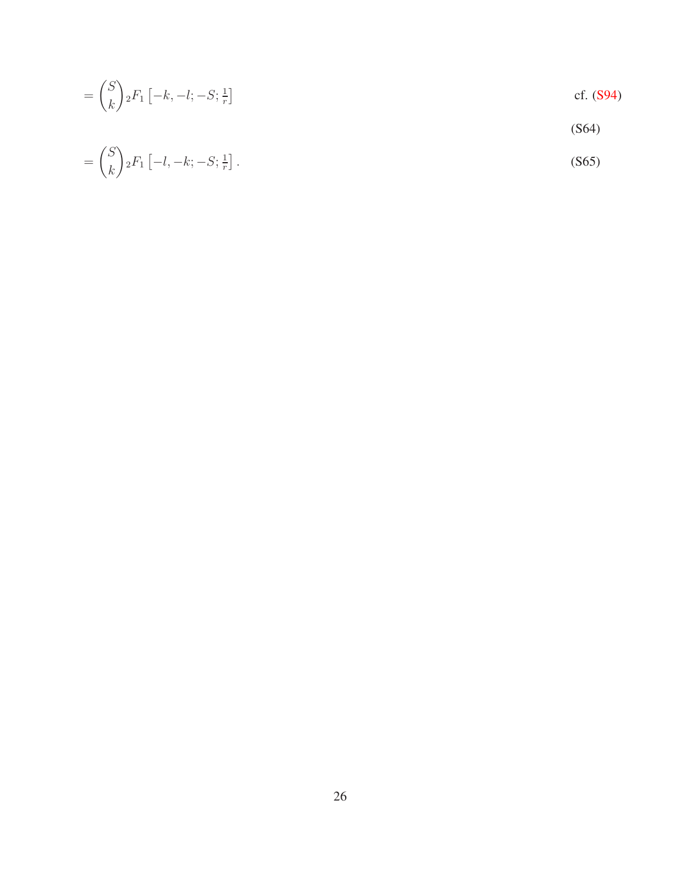$$= \binom{S}{k} {}_2F_1\left[-k, -l; -S; \tfrac{1}{r}\right] \qquad \text{cf. (S94)} \tag{S64}$$

$$= \binom{S}{k} {}_2F_1\left[-l, -k; -S; \tfrac{1}{r}\right]. \tag{S65}$$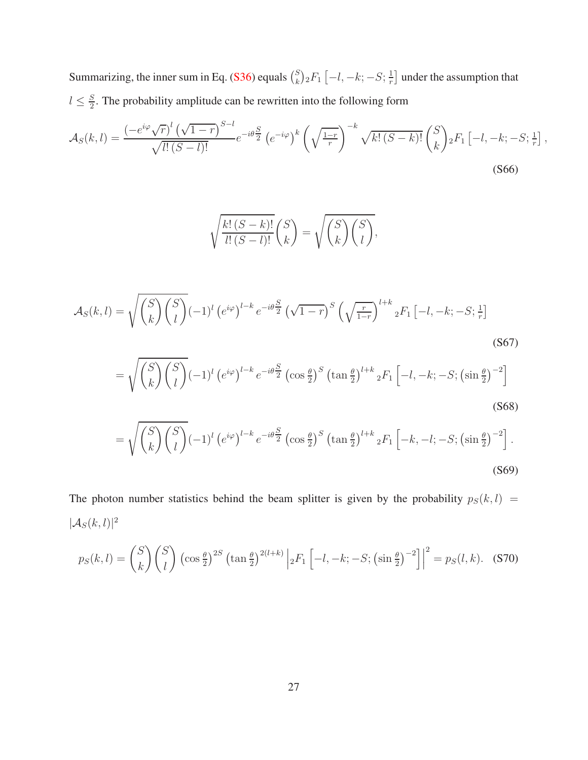Summarizing, the inner sum in Eq. (S36) equals $\binom{S}{k} {}_2F_1\left[-l,-k;-S;\frac{1}{r}\right]$ under the assumption that $l \leq \frac{S}{2}$. The probability amplitude can be rewritten into the following form

$$
\mathcal{A}_S(k,l) = \frac{\left(-e^{i\varphi}\sqrt{r}\right)^l \left(\sqrt{1-r}\right)^{S-l}}{\sqrt{l!\,(S-l)!}} e^{-i\theta\frac{S}{2}} \left(e^{-i\varphi}\right)^k \left(\sqrt{\tfrac{1-r}{r}}\right)^{-k} \sqrt{k!\,(S-k)!}\binom{S}{k} {}_2F_1\left[-l,-k;-S;\tfrac{1}{r}\right], \tag{S66}
$$

$$
\sqrt{\frac{k!\,(S-k)!}{l!\,(S-l)!}}\binom{S}{k} = \sqrt{\binom{S}{k}\binom{S}{l}},
$$

$$
\mathcal{A}_S(k,l) = \sqrt{\binom{S}{k}\binom{S}{l}}(-1)^l \left(e^{i\varphi}\right)^{l-k} e^{-i\theta\frac{S}{2}} \left(\sqrt{1-r}\right)^S \left(\sqrt{\tfrac{r}{1-r}}\right)^{l+k} {}_2F_1\left[-l,-k;-S;\tfrac{1}{r}\right] \tag{S67}
$$

$$
= \sqrt{\binom{S}{k}\binom{S}{l}}(-1)^l \left(e^{i\varphi}\right)^{l-k} e^{-i\theta\frac{S}{2}} \left(\cos\tfrac{\theta}{2}\right)^S \left(\tan\tfrac{\theta}{2}\right)^{l+k} {}_2F_1\left[-l,-k;-S;\left(\sin\tfrac{\theta}{2}\right)^{-2}\right] \tag{S68}
$$

$$
= \sqrt{\binom{S}{k}\binom{S}{l}}(-1)^l \left(e^{i\varphi}\right)^{l-k} e^{-i\theta\frac{S}{2}} \left(\cos\tfrac{\theta}{2}\right)^S \left(\tan\tfrac{\theta}{2}\right)^{l+k} {}_2F_1\left[-k,-l;-S;\left(\sin\tfrac{\theta}{2}\right)^{-2}\right]. \tag{S69}
$$

The photon number statistics behind the beam splitter is given by the probability $p_S(k,l) = |\mathcal{A}_S(k,l)|^2$

$$
p_S(k,l) = \binom{S}{k}\binom{S}{l}\left(\cos\tfrac{\theta}{2}\right)^{2S}\left(\tan\tfrac{\theta}{2}\right)^{2(l+k)}\left|{}_2F_1\left[-l,-k;-S;\left(\sin\tfrac{\theta}{2}\right)^{-2}\right]\right|^2 = p_S(l,k). \tag{S70}
$$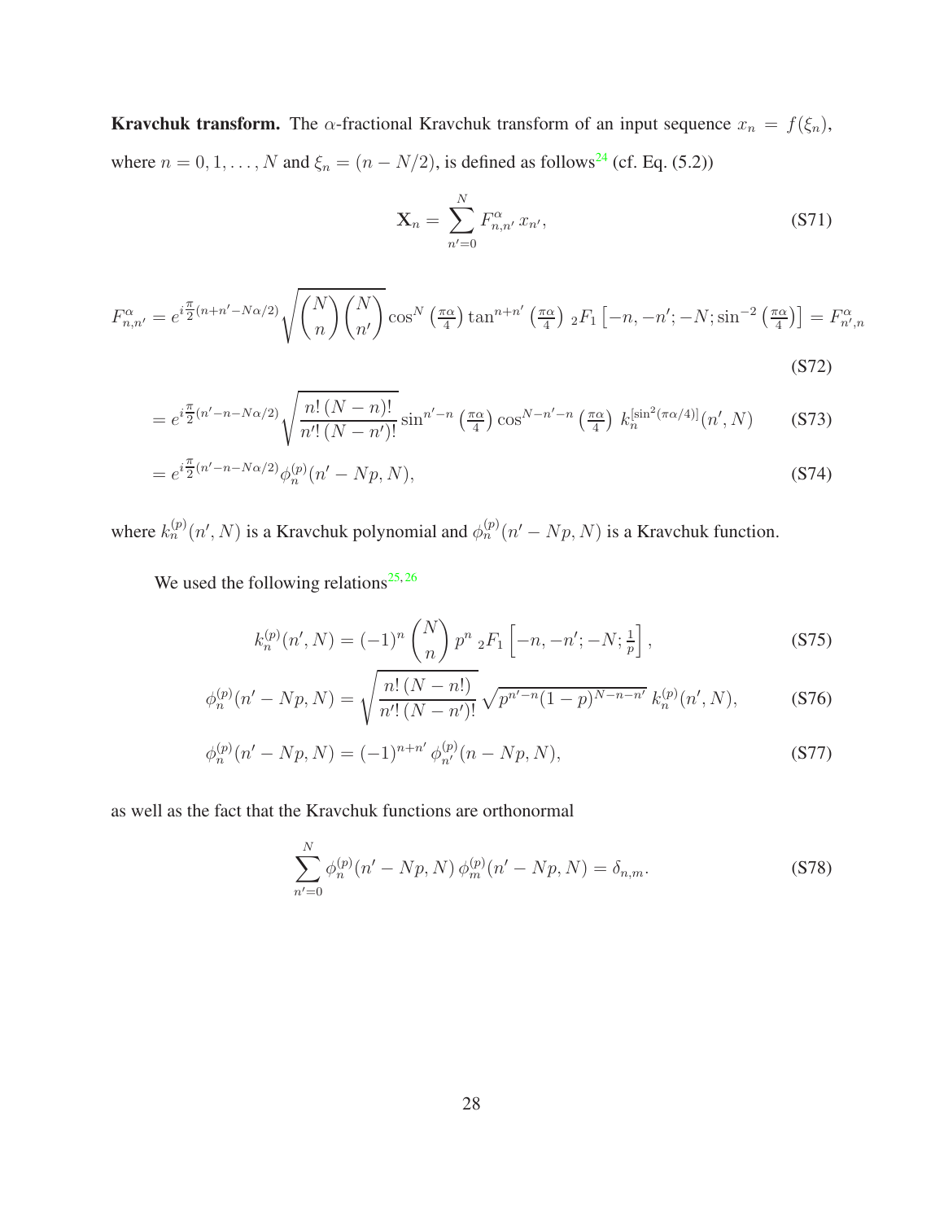**Kravchuk transform.** The $\alpha$-fractional Kravchuk transform of an input sequence $x_n = f(\xi_n)$, where $n = 0, 1, \ldots, N$ and $\xi_n = (n - N/2)$, is defined as follows[24] (cf. Eq. (5.2))

$$\mathbf{X}_n = \sum_{n'=0}^{N} F^{\alpha}_{n,n'}\, x_{n'}, \tag{S71}$$

$$F^{\alpha}_{n,n'} = e^{i\frac{\pi}{2}(n+n'-N\alpha/2)} \sqrt{\binom{N}{n}\binom{N}{n'}} \cos^N\left(\tfrac{\pi\alpha}{4}\right) \tan^{n+n'}\left(\tfrac{\pi\alpha}{4}\right)\, {}_2F_1\left[-n, -n'; -N; \sin^{-2}\left(\tfrac{\pi\alpha}{4}\right)\right] = F^{\alpha}_{n',n} \tag{S72}$$

$$= e^{i\frac{\pi}{2}(n'-n-N\alpha/2)} \sqrt{\frac{n!\,(N-n)!}{n'!\,(N-n')!}} \sin^{n'-n}\left(\tfrac{\pi\alpha}{4}\right) \cos^{N-n'-n}\left(\tfrac{\pi\alpha}{4}\right)\, k_n^{[\sin^2(\pi\alpha/4)]}(n', N) \tag{S73}$$

$$= e^{i\frac{\pi}{2}(n'-n-N\alpha/2)} \phi_n^{(p)}(n' - Np, N), \tag{S74}$$

where $k_n^{(p)}(n', N)$ is a Kravchuk polynomial and $\phi_n^{(p)}(n' - Np, N)$ is a Kravchuk function.

We used the following relations[25,26]

$$k_n^{(p)}(n', N) = (-1)^n \binom{N}{n} p^n\, {}_2F_1\left[-n, -n'; -N; \tfrac{1}{p}\right], \tag{S75}$$

$$\phi_n^{(p)}(n' - Np, N) = \sqrt{\frac{n!\,(N-n!)}{n'!\,(N-n')!}} \sqrt{p^{n'-n}(1-p)^{N-n-n'}}\, k_n^{(p)}(n', N), \tag{S76}$$

$$\phi_n^{(p)}(n' - Np, N) = (-1)^{n+n'}\, \phi_{n'}^{(p)}(n - Np, N), \tag{S77}$$

as well as the fact that the Kravchuk functions are orthonormal

$$\sum_{n'=0}^{N} \phi_n^{(p)}(n' - Np, N)\, \phi_m^{(p)}(n' - Np, N) = \delta_{n,m}. \tag{S78}$$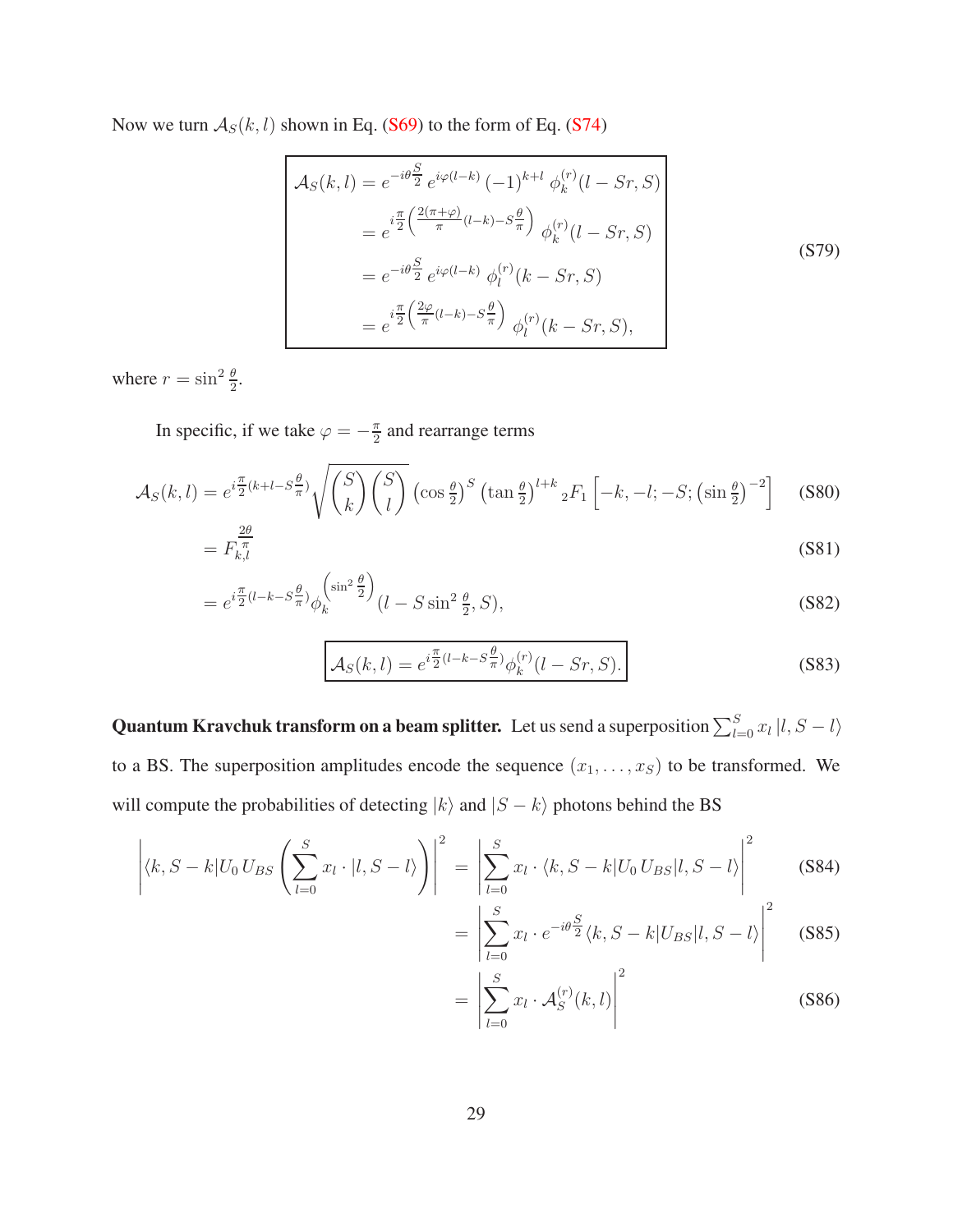Now we turn $\mathcal{A}_S(k,l)$ shown in Eq. (S69) to the form of Eq. (S74)

$$
\boxed{
\begin{aligned}
\mathcal{A}_S(k,l) &= e^{-i\theta\frac{S}{2}}\, e^{i\varphi(l-k)}\, (-1)^{k+l}\, \phi_k^{(r)}(l-Sr,S) \\
&= e^{i\frac{\pi}{2}\left(\frac{2(\pi+\varphi)}{\pi}(l-k)-S\frac{\theta}{\pi}\right)}\, \phi_k^{(r)}(l-Sr,S) \\
&= e^{-i\theta\frac{S}{2}}\, e^{i\varphi(l-k)}\, \phi_l^{(r)}(k-Sr,S) \\
&= e^{i\frac{\pi}{2}\left(\frac{2\varphi}{\pi}(l-k)-S\frac{\theta}{\pi}\right)}\, \phi_l^{(r)}(k-Sr,S),
\end{aligned}
}
\tag{S79}
$$

where $r = \sin^2\frac{\theta}{2}$.

In specific, if we take $\varphi = -\frac{\pi}{2}$ and rearrange terms

$$
\mathcal{A}_S(k,l) = e^{i\frac{\pi}{2}(k+l-S\frac{\theta}{\pi})}\sqrt{\binom{S}{k}\binom{S}{l}}\,\left(\cos\tfrac{\theta}{2}\right)^S \left(\tan\tfrac{\theta}{2}\right)^{l+k}\, {}_2F_1\left[-k,-l;-S;\left(\sin\tfrac{\theta}{2}\right)^{-2}\right] \tag{S80}
$$

$$
= F_{k,l}^{\frac{2\theta}{\pi}} \tag{S81}
$$

$$
= e^{i\frac{\pi}{2}(l-k-S\frac{\theta}{\pi})}\phi_k^{\left(\sin^2\frac{\theta}{2}\right)}(l-S\sin^2\tfrac{\theta}{2},S), \tag{S82}
$$

$$
\boxed{\mathcal{A}_S(k,l) = e^{i\frac{\pi}{2}(l-k-S\frac{\theta}{\pi})}\phi_k^{(r)}(l-Sr,S).} \tag{S83}
$$

**Quantum Kravchuk transform on a beam splitter.** Let us send a superposition $\sum_{l=0}^{S} x_l\,|l,S-l\rangle$ to a BS. The superposition amplitudes encode the sequence $(x_1,\ldots,x_S)$ to be transformed. We will compute the probabilities of detecting $|k\rangle$ and $|S-k\rangle$ photons behind the BS

$$
\left|\langle k,S-k|U_0\,U_{BS}\left(\sum_{l=0}^{S} x_l\cdot|l,S-l\rangle\right)\right|^2 = \left|\sum_{l=0}^{S} x_l\cdot\langle k,S-k|U_0\,U_{BS}|l,S-l\rangle\right|^2 \tag{S84}
$$

$$
= \left|\sum_{l=0}^{S} x_l\cdot e^{-i\theta\frac{S}{2}}\langle k,S-k|U_{BS}|l,S-l\rangle\right|^2 \tag{S85}
$$

$$
= \left|\sum_{l=0}^{S} x_l\cdot\mathcal{A}_S^{(r)}(k,l)\right|^2 \tag{S86}
$$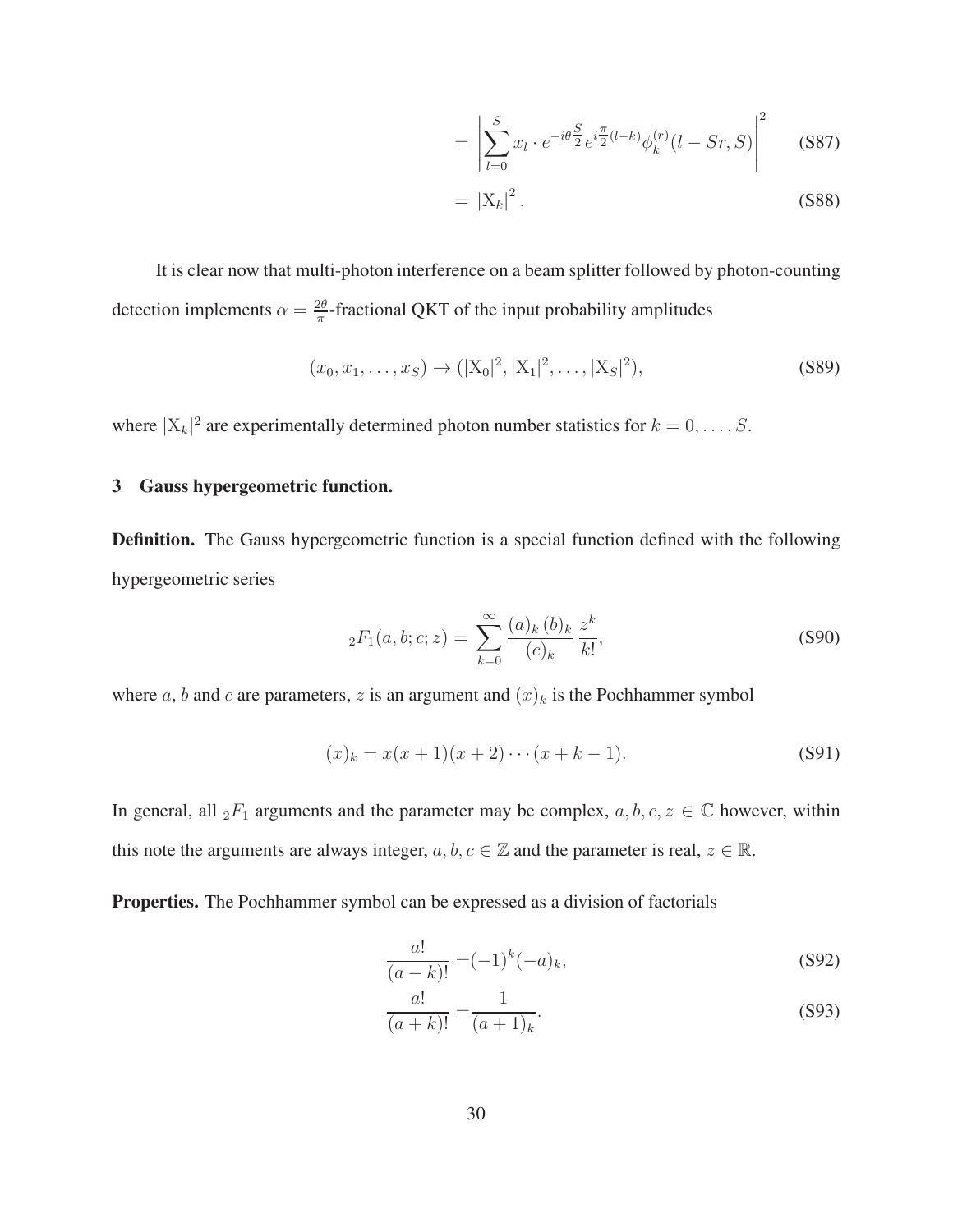$$= \left| \sum_{l=0}^{S} x_l \cdot e^{-i\theta\frac{S}{2}} e^{i\frac{\pi}{2}(l-k)} \phi_k^{(r)}(l - Sr, S) \right|^2 \tag{S87}$$

$$= \left| \mathrm{X}_k \right|^2. \tag{S88}$$

It is clear now that multi-photon interference on a beam splitter followed by photon-counting detection implements $\alpha = \frac{2\theta}{\pi}$-fractional QKT of the input probability amplitudes

$$(x_0, x_1, \ldots, x_S) \to (|\mathrm{X}_0|^2, |\mathrm{X}_1|^2, \ldots, |\mathrm{X}_S|^2), \tag{S89}$$

where $|\mathrm{X}_k|^2$ are experimentally determined photon number statistics for $k = 0, \ldots, S$.

## 3 Gauss hypergeometric function.

**Definition.** The Gauss hypergeometric function is a special function defined with the following hypergeometric series

$${}_2F_1(a, b; c; z) = \sum_{k=0}^{\infty} \frac{(a)_k \, (b)_k}{(c)_k} \frac{z^k}{k!}, \tag{S90}$$

where $a$, $b$ and $c$ are parameters, $z$ is an argument and $(x)_k$ is the Pochhammer symbol

$$(x)_k = x(x+1)(x+2)\cdots(x+k-1). \tag{S91}$$

In general, all ${}_2F_1$ arguments and the parameter may be complex, $a, b, c, z \in \mathbb{C}$ however, within this note the arguments are always integer, $a, b, c \in \mathbb{Z}$ and the parameter is real, $z \in \mathbb{R}$.

**Properties.** The Pochhammer symbol can be expressed as a division of factorials

$$\frac{a!}{(a-k)!} = (-1)^k (-a)_k, \tag{S92}$$

$$\frac{a!}{(a+k)!} = \frac{1}{(a+1)_k}. \tag{S93}$$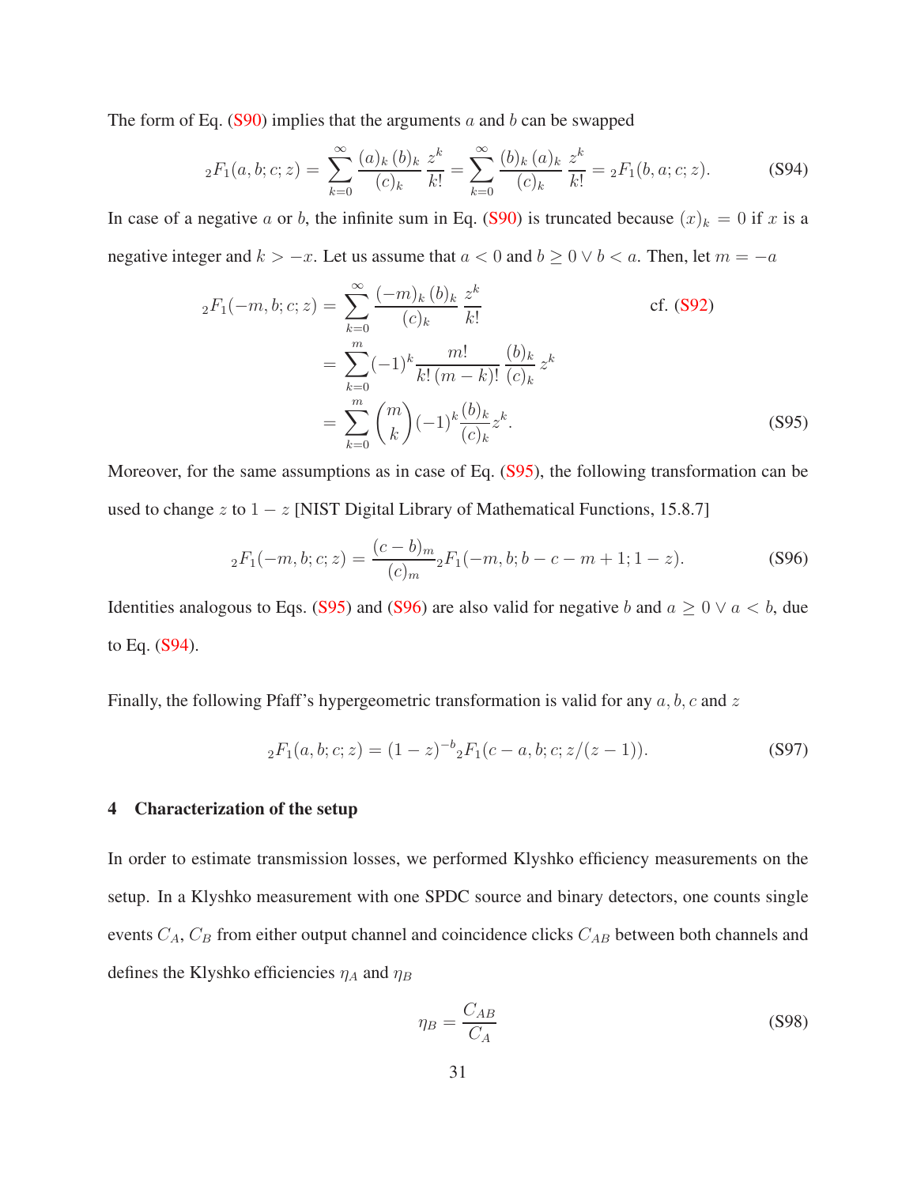The form of Eq. (S90) implies that the arguments $a$ and $b$ can be swapped

$$
{}_2F_1(a,b;c;z) = \sum_{k=0}^{\infty} \frac{(a)_k\,(b)_k}{(c)_k}\,\frac{z^k}{k!} = \sum_{k=0}^{\infty} \frac{(b)_k\,(a)_k}{(c)_k}\,\frac{z^k}{k!} = {}_2F_1(b,a;c;z). \tag{S94}
$$

In case of a negative $a$ or $b$, the infinite sum in Eq. (S90) is truncated because $(x)_k = 0$ if $x$ is a negative integer and $k > -x$. Let us assume that $a < 0$ and $b \geq 0 \vee b < a$. Then, let $m = -a$

$$
\begin{aligned}
{}_2F_1(-m,b;c;z) &= \sum_{k=0}^{\infty} \frac{(-m)_k\,(b)_k}{(c)_k}\,\frac{z^k}{k!} \qquad\qquad \text{cf. (S92)} \\
&= \sum_{k=0}^{m} (-1)^k \frac{m!}{k!\,(m-k)!}\,\frac{(b)_k}{(c)_k}\,z^k \\
&= \sum_{k=0}^{m} \binom{m}{k} (-1)^k \frac{(b)_k}{(c)_k} z^k.
\end{aligned} \tag{S95}
$$

Moreover, for the same assumptions as in case of Eq. (S95), the following transformation can be used to change $z$ to $1-z$ [NIST Digital Library of Mathematical Functions, 15.8.7]

$$
{}_2F_1(-m,b;c;z) = \frac{(c-b)_m}{(c)_m}\,{}_2F_1(-m,b;b-c-m+1;1-z). \tag{S96}
$$

Identities analogous to Eqs. (S95) and (S96) are also valid for negative $b$ and $a \geq 0 \vee a < b$, due to Eq. (S94).

Finally, the following Pfaff's hypergeometric transformation is valid for any $a, b, c$ and $z$

$$
{}_2F_1(a,b;c;z) = (1-z)^{-b}\,{}_2F_1(c-a,b;c;z/(z-1)). \tag{S97}
$$

## 4 Characterization of the setup

In order to estimate transmission losses, we performed Klyshko efficiency measurements on the setup. In a Klyshko measurement with one SPDC source and binary detectors, one counts single events $C_A$, $C_B$ from either output channel and coincidence clicks $C_{AB}$ between both channels and defines the Klyshko efficiencies $\eta_A$ and $\eta_B$

$$
\eta_B = \frac{C_{AB}}{C_A} \tag{S98}
$$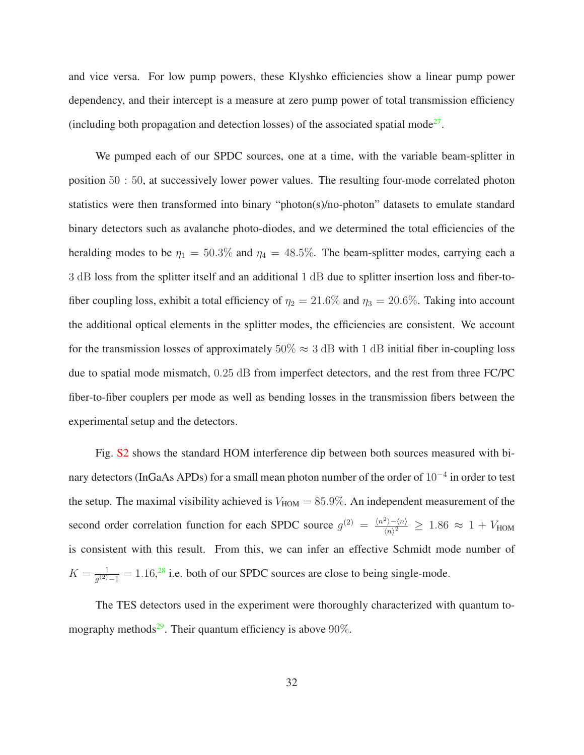and vice versa. For low pump powers, these Klyshko efficiencies show a linear pump power dependency, and their intercept is a measure at zero pump power of total transmission efficiency (including both propagation and detection losses) of the associated spatial mode[27].

We pumped each of our SPDC sources, one at a time, with the variable beam-splitter in position $50:50$, at successively lower power values. The resulting four-mode correlated photon statistics were then transformed into binary "photon(s)/no-photon" datasets to emulate standard binary detectors such as avalanche photo-diodes, and we determined the total efficiencies of the heralding modes to be $\eta_1 = 50.3\%$ and $\eta_4 = 48.5\%$. The beam-splitter modes, carrying each a $3\ \mathrm{dB}$ loss from the splitter itself and an additional $1\ \mathrm{dB}$ due to splitter insertion loss and fiber-to-fiber coupling loss, exhibit a total efficiency of $\eta_2 = 21.6\%$ and $\eta_3 = 20.6\%$. Taking into account the additional optical elements in the splitter modes, the efficiencies are consistent. We account for the transmission losses of approximately $50\% \approx 3\ \mathrm{dB}$ with $1\ \mathrm{dB}$ initial fiber in-coupling loss due to spatial mode mismatch, $0.25\ \mathrm{dB}$ from imperfect detectors, and the rest from three FC/PC fiber-to-fiber couplers per mode as well as bending losses in the transmission fibers between the experimental setup and the detectors.

Fig. S2 shows the standard HOM interference dip between both sources measured with binary detectors (InGaAs APDs) for a small mean photon number of the order of $10^{-4}$ in order to test the setup. The maximal visibility achieved is $V_{\mathrm{HOM}} = 85.9\%$. An independent measurement of the second order correlation function for each SPDC source $g^{(2)} = \frac{\langle n^2 \rangle - \langle n \rangle}{\langle n \rangle^2} \geq 1.86 \approx 1 + V_{\mathrm{HOM}}$ is consistent with this result. From this, we can infer an effective Schmidt mode number of $K = \frac{1}{g^{(2)} - 1} = 1.16$,[28] i.e. both of our SPDC sources are close to being single-mode.

The TES detectors used in the experiment were thoroughly characterized with quantum tomography methods[29]. Their quantum efficiency is above $90\%$.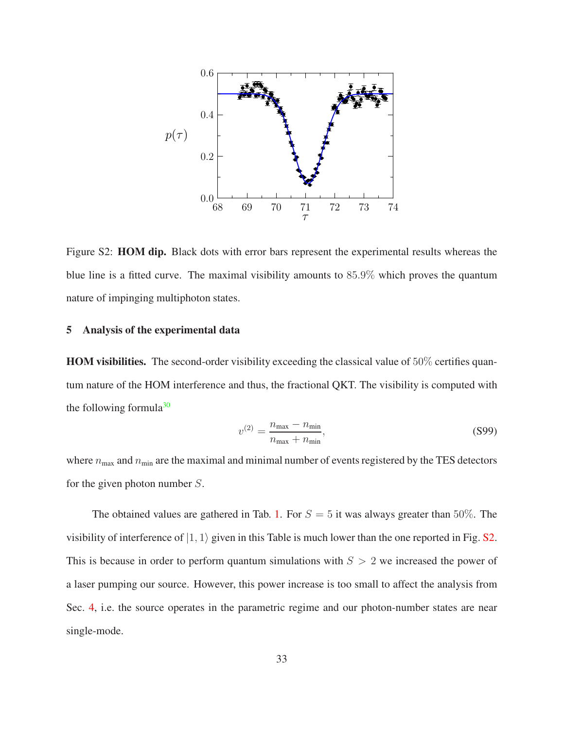Figure S2: **HOM dip.** Black dots with error bars represent the experimental results whereas the blue line is a fitted curve. The maximal visibility amounts to $85.9\%$ which proves the quantum nature of impinging multiphoton states.

## 5 Analysis of the experimental data

**HOM visibilities.** The second-order visibility exceeding the classical value of $50\%$ certifies quantum nature of the HOM interference and thus, the fractional QKT. The visibility is computed with the following formula[30]

$$v^{(2)} = \frac{n_{\text{max}} - n_{\text{min}}}{n_{\text{max}} + n_{\text{min}}}, \tag{S99}$$

where $n_{\text{max}}$ and $n_{\text{min}}$ are the maximal and minimal number of events registered by the TES detectors for the given photon number $S$.

The obtained values are gathered in Tab. 1. For $S = 5$ it was always greater than $50\%$. The visibility of interference of $|1, 1\rangle$ given in this Table is much lower than the one reported in Fig. S2. This is because in order to perform quantum simulations with $S > 2$ we increased the power of a laser pumping our source. However, this power increase is too small to affect the analysis from Sec. 4, i.e. the source operates in the parametric regime and our photon-number states are near single-mode.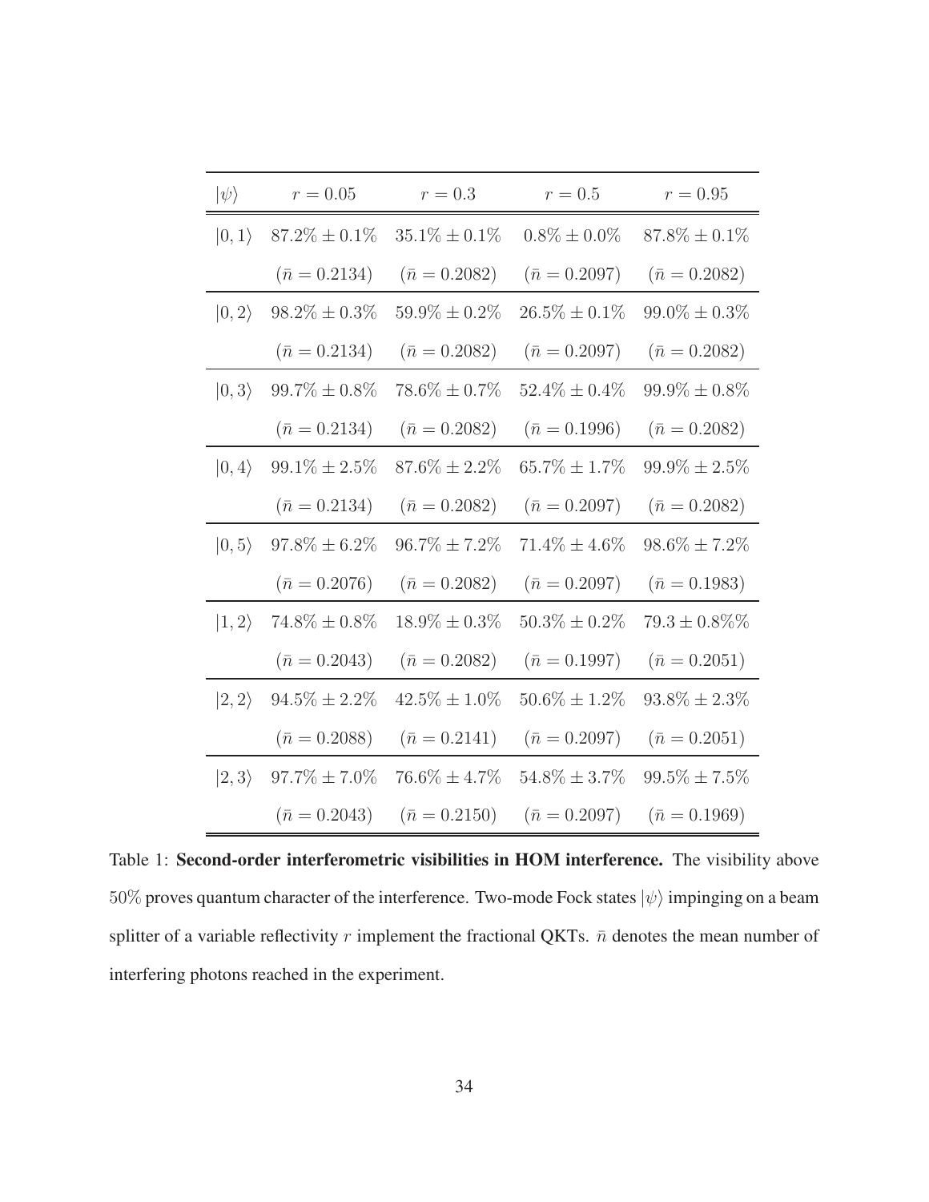| $\|\psi\rangle$ | $r = 0.05$ | $r = 0.3$ | $r = 0.5$ | $r = 0.95$ |
|---|---|---|---|---|
| $\|0,1\rangle$ | $87.2\% \pm 0.1\%$ | $35.1\% \pm 0.1\%$ | $0.8\% \pm 0.0\%$ | $87.8\% \pm 0.1\%$ |
| | $(\bar{n} = 0.2134)$ | $(\bar{n} = 0.2082)$ | $(\bar{n} = 0.2097)$ | $(\bar{n} = 0.2082)$ |
| $\|0,2\rangle$ | $98.2\% \pm 0.3\%$ | $59.9\% \pm 0.2\%$ | $26.5\% \pm 0.1\%$ | $99.0\% \pm 0.3\%$ |
| | $(\bar{n} = 0.2134)$ | $(\bar{n} = 0.2082)$ | $(\bar{n} = 0.2097)$ | $(\bar{n} = 0.2082)$ |
| $\|0,3\rangle$ | $99.7\% \pm 0.8\%$ | $78.6\% \pm 0.7\%$ | $52.4\% \pm 0.4\%$ | $99.9\% \pm 0.8\%$ |
| | $(\bar{n} = 0.2134)$ | $(\bar{n} = 0.2082)$ | $(\bar{n} = 0.1996)$ | $(\bar{n} = 0.2082)$ |
| $\|0,4\rangle$ | $99.1\% \pm 2.5\%$ | $87.6\% \pm 2.2\%$ | $65.7\% \pm 1.7\%$ | $99.9\% \pm 2.5\%$ |
| | $(\bar{n} = 0.2134)$ | $(\bar{n} = 0.2082)$ | $(\bar{n} = 0.2097)$ | $(\bar{n} = 0.2082)$ |
| $\|0,5\rangle$ | $97.8\% \pm 6.2\%$ | $96.7\% \pm 7.2\%$ | $71.4\% \pm 4.6\%$ | $98.6\% \pm 7.2\%$ |
| | $(\bar{n} = 0.2076)$ | $(\bar{n} = 0.2082)$ | $(\bar{n} = 0.2097)$ | $(\bar{n} = 0.1983)$ |
| $\|1,2\rangle$ | $74.8\% \pm 0.8\%$ | $18.9\% \pm 0.3\%$ | $50.3\% \pm 0.2\%$ | $79.3 \pm 0.8\%\%$ |
| | $(\bar{n} = 0.2043)$ | $(\bar{n} = 0.2082)$ | $(\bar{n} = 0.1997)$ | $(\bar{n} = 0.2051)$ |
| $\|2,2\rangle$ | $94.5\% \pm 2.2\%$ | $42.5\% \pm 1.0\%$ | $50.6\% \pm 1.2\%$ | $93.8\% \pm 2.3\%$ |
| | $(\bar{n} = 0.2088)$ | $(\bar{n} = 0.2141)$ | $(\bar{n} = 0.2097)$ | $(\bar{n} = 0.2051)$ |
| $\|2,3\rangle$ | $97.7\% \pm 7.0\%$ | $76.6\% \pm 4.7\%$ | $54.8\% \pm 3.7\%$ | $99.5\% \pm 7.5\%$ |
| | $(\bar{n} = 0.2043)$ | $(\bar{n} = 0.2150)$ | $(\bar{n} = 0.2097)$ | $(\bar{n} = 0.1969)$ |

Table 1: **Second-order interferometric visibilities in HOM interference.** The visibility above $50\%$ proves quantum character of the interference. Two-mode Fock states $|\psi\rangle$ impinging on a beam splitter of a variable reflectivity $r$ implement the fractional QKTs. $\bar{n}$ denotes the mean number of interfering photons reached in the experiment.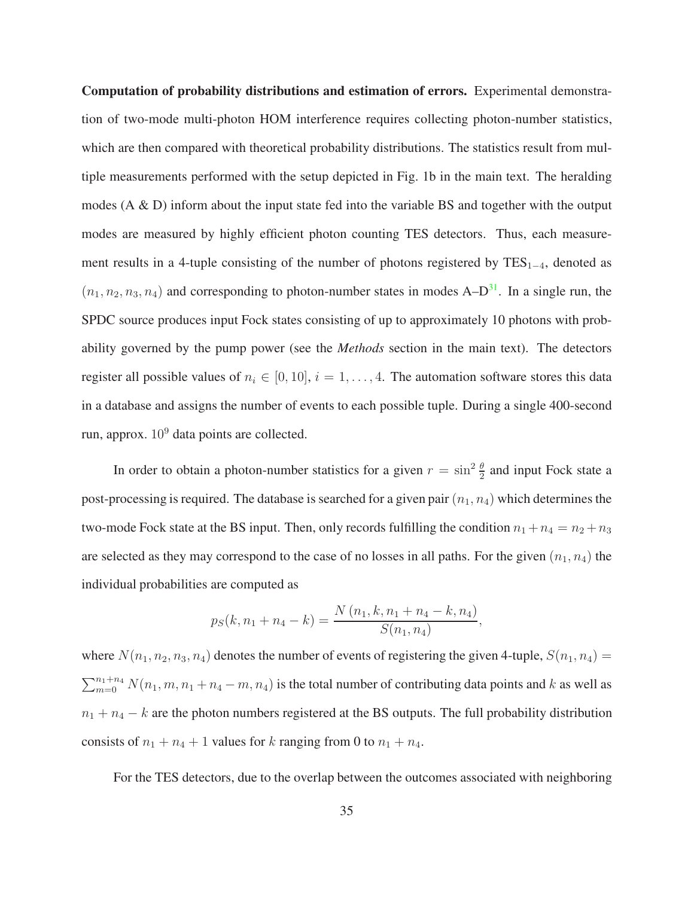**Computation of probability distributions and estimation of errors.** Experimental demonstration of two-mode multi-photon HOM interference requires collecting photon-number statistics, which are then compared with theoretical probability distributions. The statistics result from multiple measurements performed with the setup depicted in Fig. 1b in the main text. The heralding modes (A & D) inform about the input state fed into the variable BS and together with the output modes are measured by highly efficient photon counting TES detectors. Thus, each measurement results in a 4-tuple consisting of the number of photons registered by $\text{TES}_{1-4}$, denoted as $(n_1, n_2, n_3, n_4)$ and corresponding to photon-number states in modes A–D[31]. In a single run, the SPDC source produces input Fock states consisting of up to approximately 10 photons with probability governed by the pump power (see the *Methods* section in the main text). The detectors register all possible values of $n_i \in [0, 10]$, $i = 1, \ldots, 4$. The automation software stores this data in a database and assigns the number of events to each possible tuple. During a single 400-second run, approx. $10^9$ data points are collected.

In order to obtain a photon-number statistics for a given $r = \sin^2 \frac{\theta}{2}$ and input Fock state a post-processing is required. The database is searched for a given pair $(n_1, n_4)$ which determines the two-mode Fock state at the BS input. Then, only records fulfilling the condition $n_1 + n_4 = n_2 + n_3$ are selected as they may correspond to the case of no losses in all paths. For the given $(n_1, n_4)$ the individual probabilities are computed as

$$p_S(k, n_1 + n_4 - k) = \frac{N\left(n_1, k, n_1 + n_4 - k, n_4\right)}{S(n_1, n_4)},$$

where $N(n_1, n_2, n_3, n_4)$ denotes the number of events of registering the given 4-tuple, $S(n_1, n_4) = \sum_{m=0}^{n_1+n_4} N(n_1, m, n_1 + n_4 - m, n_4)$ is the total number of contributing data points and $k$ as well as $n_1 + n_4 - k$ are the photon numbers registered at the BS outputs. The full probability distribution consists of $n_1 + n_4 + 1$ values for $k$ ranging from 0 to $n_1 + n_4$.

For the TES detectors, due to the overlap between the outcomes associated with neighboring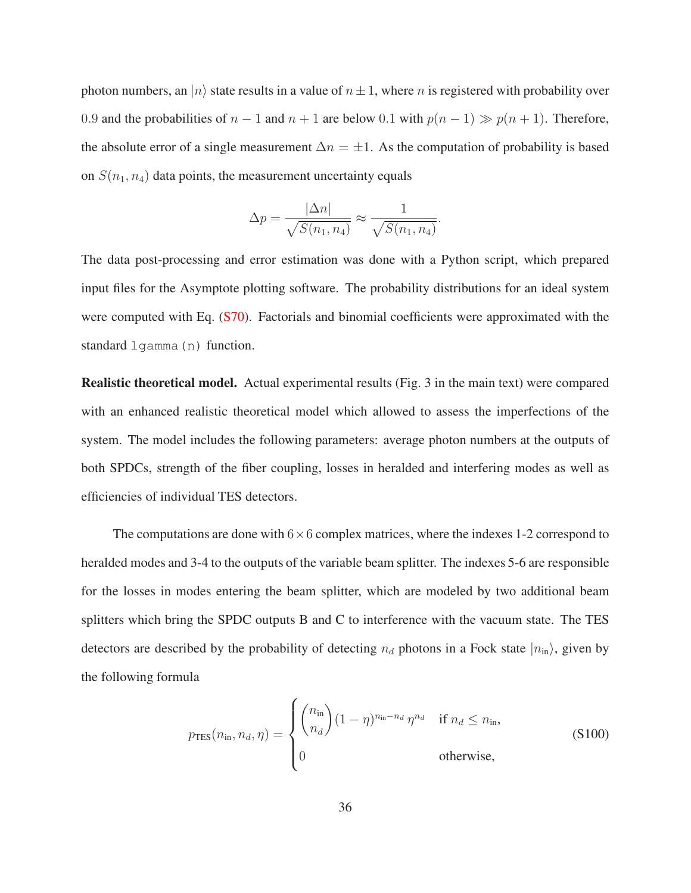photon numbers, an $|n\rangle$ state results in a value of $n \pm 1$, where $n$ is registered with probability over $0.9$ and the probabilities of $n-1$ and $n+1$ are below $0.1$ with $p(n-1) \gg p(n+1)$. Therefore, the absolute error of a single measurement $\Delta n = \pm 1$. As the computation of probability is based on $S(n_1, n_4)$ data points, the measurement uncertainty equals

$$\Delta p = \frac{|\Delta n|}{\sqrt{S(n_1, n_4)}} \approx \frac{1}{\sqrt{S(n_1, n_4)}}.$$

The data post-processing and error estimation was done with a Python script, which prepared input files for the Asymptote plotting software. The probability distributions for an ideal system were computed with Eq. (S70). Factorials and binomial coefficients were approximated with the standard `lgamma(n)` function.

**Realistic theoretical model.** Actual experimental results (Fig. 3 in the main text) were compared with an enhanced realistic theoretical model which allowed to assess the imperfections of the system. The model includes the following parameters: average photon numbers at the outputs of both SPDCs, strength of the fiber coupling, losses in heralded and interfering modes as well as efficiencies of individual TES detectors.

The computations are done with $6 \times 6$ complex matrices, where the indexes 1-2 correspond to heralded modes and 3-4 to the outputs of the variable beam splitter. The indexes 5-6 are responsible for the losses in modes entering the beam splitter, which are modeled by two additional beam splitters which bring the SPDC outputs B and C to interference with the vacuum state. The TES detectors are described by the probability of detecting $n_d$ photons in a Fock state $|n_{\text{in}}\rangle$, given by the following formula

$$p_{\text{TES}}(n_{\text{in}}, n_d, \eta) = \begin{cases} \binom{n_{\text{in}}}{n_d} (1-\eta)^{n_{\text{in}}-n_d} \, \eta^{n_d} & \text{if } n_d \leq n_{\text{in}}, \\ 0 & \text{otherwise,} \end{cases} \tag{S100}$$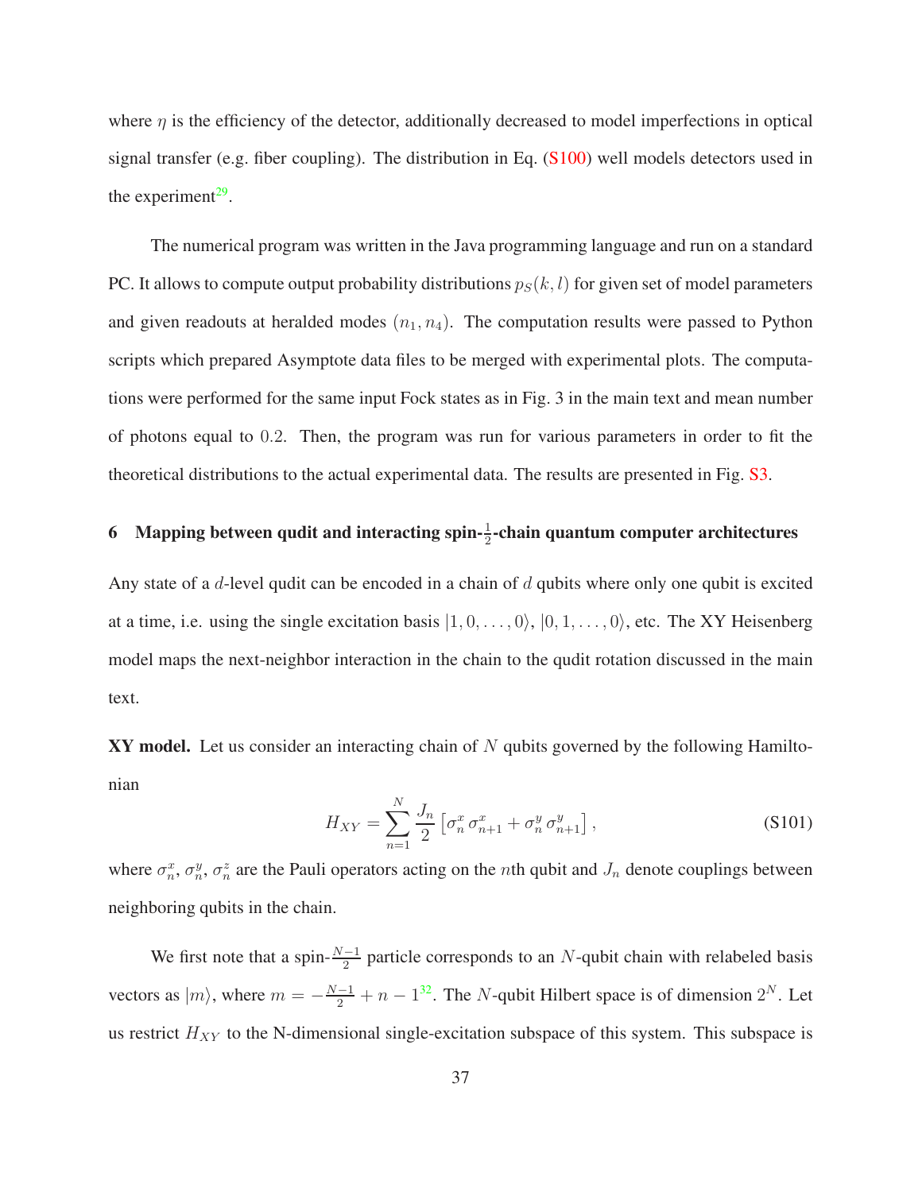where $\eta$ is the efficiency of the detector, additionally decreased to model imperfections in optical signal transfer (e.g. fiber coupling). The distribution in Eq. (S100) well models detectors used in the experiment[29].

The numerical program was written in the Java programming language and run on a standard PC. It allows to compute output probability distributions $p_S(k,l)$ for given set of model parameters and given readouts at heralded modes $(n_1, n_4)$. The computation results were passed to Python scripts which prepared Asymptote data files to be merged with experimental plots. The computations were performed for the same input Fock states as in Fig. 3 in the main text and mean number of photons equal to $0.2$. Then, the program was run for various parameters in order to fit the theoretical distributions to the actual experimental data. The results are presented in Fig. S3.

## 6 Mapping between qudit and interacting spin-$\frac{1}{2}$-chain quantum computer architectures

Any state of a $d$-level qudit can be encoded in a chain of $d$ qubits where only one qubit is excited at a time, i.e. using the single excitation basis $|1,0,\ldots,0\rangle$, $|0,1,\ldots,0\rangle$, etc. The XY Heisenberg model maps the next-neighbor interaction in the chain to the qudit rotation discussed in the main text.

**XY model.** Let us consider an interacting chain of $N$ qubits governed by the following Hamiltonian

$$H_{XY} = \sum_{n=1}^{N} \frac{J_n}{2}\left[\sigma_n^x\,\sigma_{n+1}^x + \sigma_n^y\,\sigma_{n+1}^y\right], \tag{S101}$$

where $\sigma_n^x$, $\sigma_n^y$, $\sigma_n^z$ are the Pauli operators acting on the $n$th qubit and $J_n$ denote couplings between neighboring qubits in the chain.

We first note that a spin-$\frac{N-1}{2}$ particle corresponds to an $N$-qubit chain with relabeled basis vectors as $|m\rangle$, where $m = -\frac{N-1}{2} + n - 1$[32]. The $N$-qubit Hilbert space is of dimension $2^N$. Let us restrict $H_{XY}$ to the N-dimensional single-excitation subspace of this system. This subspace is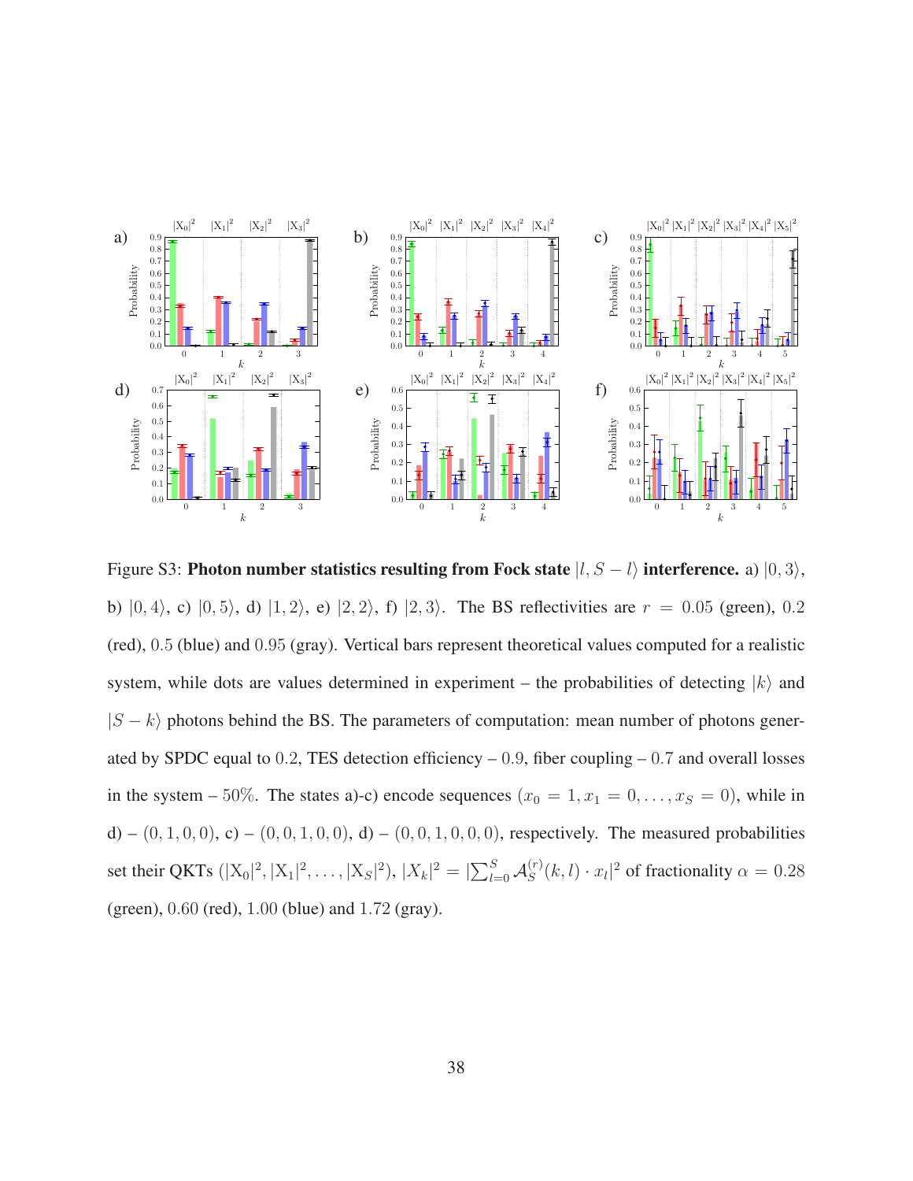Figure S3: **Photon number statistics resulting from Fock state $|l, S-l\rangle$ interference.** a) $|0,3\rangle$, b) $|0,4\rangle$, c) $|0,5\rangle$, d) $|1,2\rangle$, e) $|2,2\rangle$, f) $|2,3\rangle$. The BS reflectivities are $r = 0.05$ (green), $0.2$ (red), $0.5$ (blue) and $0.95$ (gray). Vertical bars represent theoretical values computed for a realistic system, while dots are values determined in experiment – the probabilities of detecting $|k\rangle$ and $|S-k\rangle$ photons behind the BS. The parameters of computation: mean number of photons generated by SPDC equal to $0.2$, TES detection efficiency – $0.9$, fiber coupling – $0.7$ and overall losses in the system – $50\%$. The states a)-c) encode sequences $(x_0 = 1, x_1 = 0, \ldots, x_S = 0)$, while in d) – $(0,1,0,0)$, c) – $(0,0,1,0,0)$, d) – $(0,0,1,0,0,0)$, respectively. The measured probabilities set their QKTs $(|X_0|^2, |X_1|^2, \ldots, |X_S|^2)$, $|X_k|^2 = |\sum_{l=0}^{S} \mathcal{A}_S^{(r)}(k,l) \cdot x_l|^2$ of fractionality $\alpha = 0.28$ (green), $0.60$ (red), $1.00$ (blue) and $1.72$ (gray).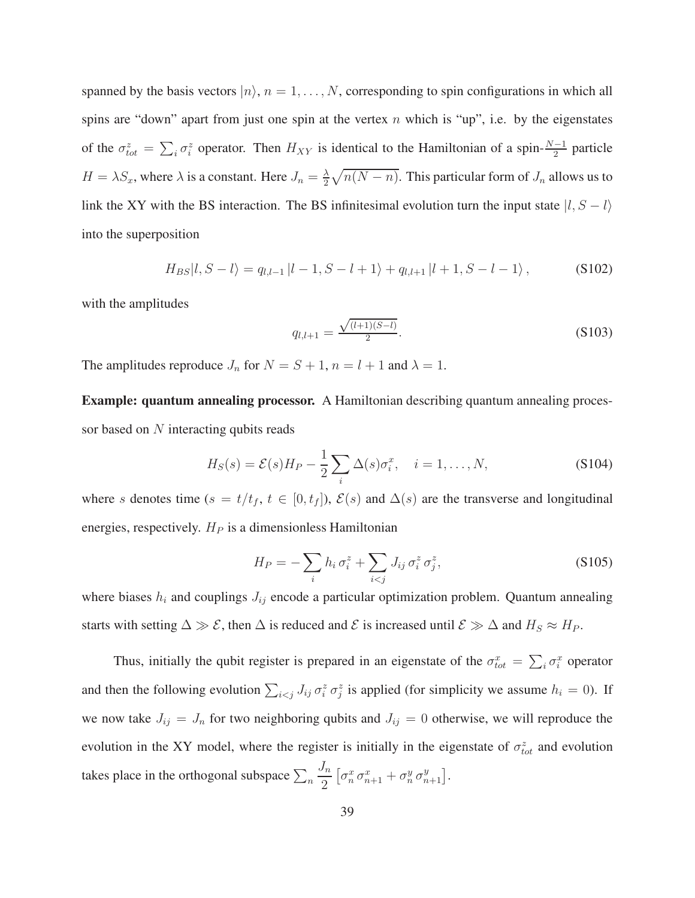spanned by the basis vectors $|n\rangle$, $n = 1, \ldots, N$, corresponding to spin configurations in which all spins are "down" apart from just one spin at the vertex $n$ which is "up", i.e. by the eigenstates of the $\sigma^z_{tot} = \sum_i \sigma^z_i$ operator. Then $H_{XY}$ is identical to the Hamiltonian of a spin-$\frac{N-1}{2}$ particle $H = \lambda S_x$, where $\lambda$ is a constant. Here $J_n = \frac{\lambda}{2}\sqrt{n(N-n)}$. This particular form of $J_n$ allows us to link the XY with the BS interaction. The BS infinitesimal evolution turn the input state $|l, S-l\rangle$ into the superposition

$$H_{BS}|l, S-l\rangle = q_{l,l-1}\,|l-1, S-l+1\rangle + q_{l,l+1}\,|l+1, S-l-1\rangle\,, \tag{S102}$$

with the amplitudes

$$q_{l,l+1} = \frac{\sqrt{(l+1)(S-l)}}{2}. \tag{S103}$$

The amplitudes reproduce $J_n$ for $N = S+1$, $n = l+1$ and $\lambda = 1$.

**Example: quantum annealing processor.** A Hamiltonian describing quantum annealing processor based on $N$ interacting qubits reads

$$H_S(s) = \mathcal{E}(s)H_P - \frac{1}{2}\sum_i \Delta(s)\sigma^x_i, \quad i = 1, \ldots, N, \tag{S104}$$

where $s$ denotes time ($s = t/t_f$, $t \in [0, t_f]$), $\mathcal{E}(s)$ and $\Delta(s)$ are the transverse and longitudinal energies, respectively. $H_P$ is a dimensionless Hamiltonian

$$H_P = -\sum_i h_i\,\sigma^z_i + \sum_{i<j} J_{ij}\,\sigma^z_i\,\sigma^z_j, \tag{S105}$$

where biases $h_i$ and couplings $J_{ij}$ encode a particular optimization problem. Quantum annealing starts with setting $\Delta \gg \mathcal{E}$, then $\Delta$ is reduced and $\mathcal{E}$ is increased until $\mathcal{E} \gg \Delta$ and $H_S \approx H_P$.

Thus, initially the qubit register is prepared in an eigenstate of the $\sigma^x_{tot} = \sum_i \sigma^x_i$ operator and then the following evolution $\sum_{i<j} J_{ij}\,\sigma^z_i\,\sigma^z_j$ is applied (for simplicity we assume $h_i = 0$). If we now take $J_{ij} = J_n$ for two neighboring qubits and $J_{ij} = 0$ otherwise, we will reproduce the evolution in the XY model, where the register is initially in the eigenstate of $\sigma^z_{tot}$ and evolution takes place in the orthogonal subspace $\sum_n \dfrac{J_n}{2}\left[\sigma^x_n\,\sigma^x_{n+1} + \sigma^y_n\,\sigma^y_{n+1}\right]$.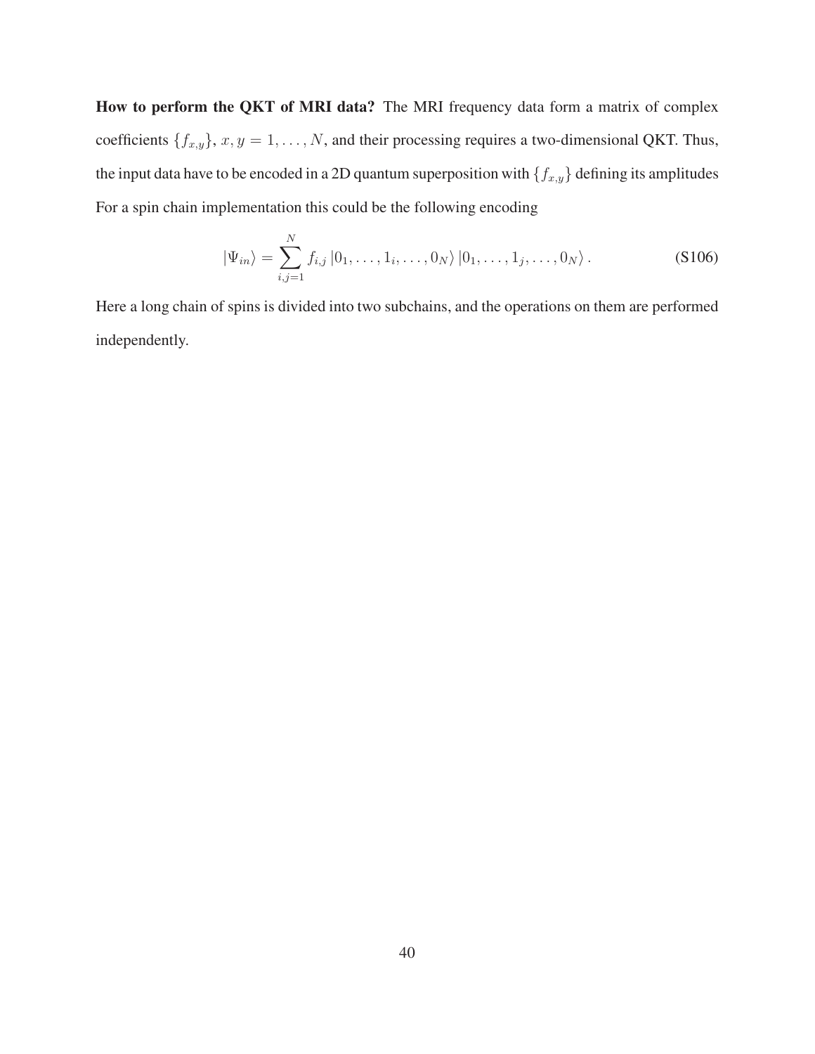**How to perform the QKT of MRI data?** The MRI frequency data form a matrix of complex coefficients $\{f_{x,y}\}$, $x, y = 1, \ldots, N$, and their processing requires a two-dimensional QKT. Thus, the input data have to be encoded in a 2D quantum superposition with $\{f_{x,y}\}$ defining its amplitudes For a spin chain implementation this could be the following encoding

$$|\Psi_{in}\rangle = \sum_{i,j=1}^{N} f_{i,j} \, |0_1, \ldots, 1_i, \ldots, 0_N\rangle \, |0_1, \ldots, 1_j, \ldots, 0_N\rangle \, . \tag{S106}$$

Here a long chain of spins is divided into two subchains, and the operations on them are performed independently.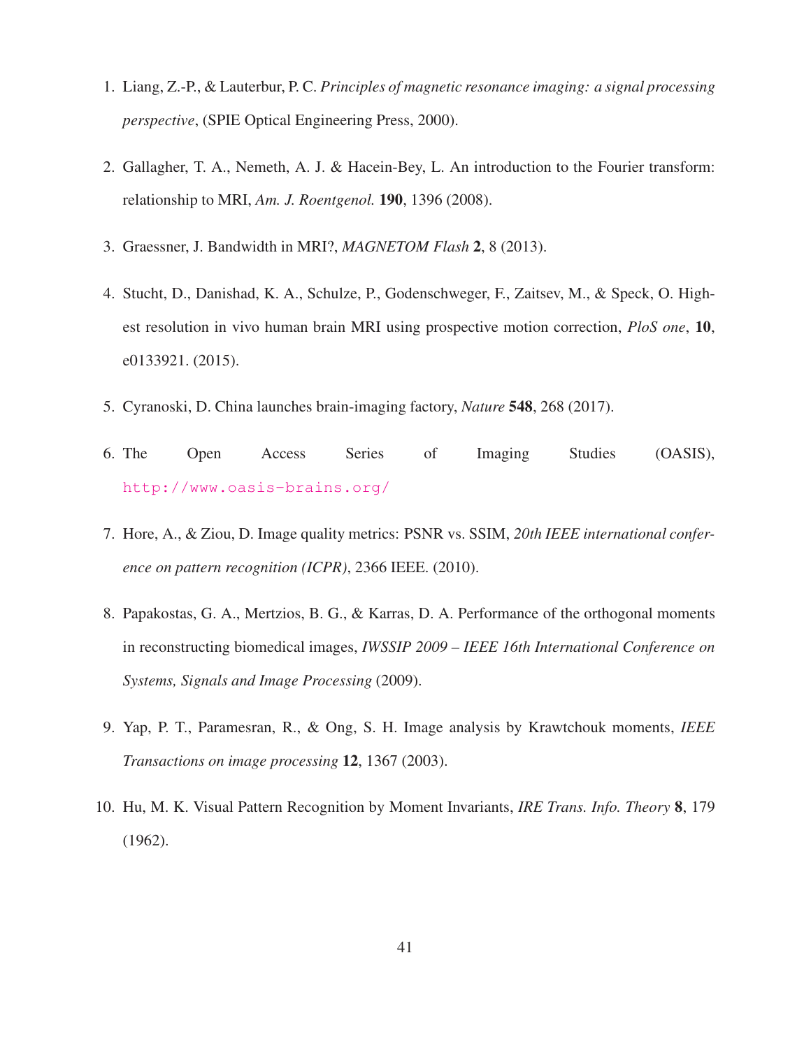1. Liang, Z.-P., & Lauterbur, P. C. *Principles of magnetic resonance imaging: a signal processing perspective*, (SPIE Optical Engineering Press, 2000).

2. Gallagher, T. A., Nemeth, A. J. & Hacein-Bey, L. An introduction to the Fourier transform: relationship to MRI, *Am. J. Roentgenol.* **190**, 1396 (2008).

3. Graessner, J. Bandwidth in MRI?, *MAGNETOM Flash* **2**, 8 (2013).

4. Stucht, D., Danishad, K. A., Schulze, P., Godenschweger, F., Zaitsev, M., & Speck, O. Highest resolution in vivo human brain MRI using prospective motion correction, *PloS one*, **10**, e0133921. (2015).

5. Cyranoski, D. China launches brain-imaging factory, *Nature* **548**, 268 (2017).

6. The Open Access Series of Imaging Studies (OASIS), http://www.oasis-brains.org/

7. Hore, A., & Ziou, D. Image quality metrics: PSNR vs. SSIM, *20th IEEE international conference on pattern recognition (ICPR)*, 2366 IEEE. (2010).

8. Papakostas, G. A., Mertzios, B. G., & Karras, D. A. Performance of the orthogonal moments in reconstructing biomedical images, *IWSSIP 2009 – IEEE 16th International Conference on Systems, Signals and Image Processing* (2009).

9. Yap, P. T., Paramesran, R., & Ong, S. H. Image analysis by Krawtchouk moments, *IEEE Transactions on image processing* **12**, 1367 (2003).

10. Hu, M. K. Visual Pattern Recognition by Moment Invariants, *IRE Trans. Info. Theory* **8**, 179 (1962).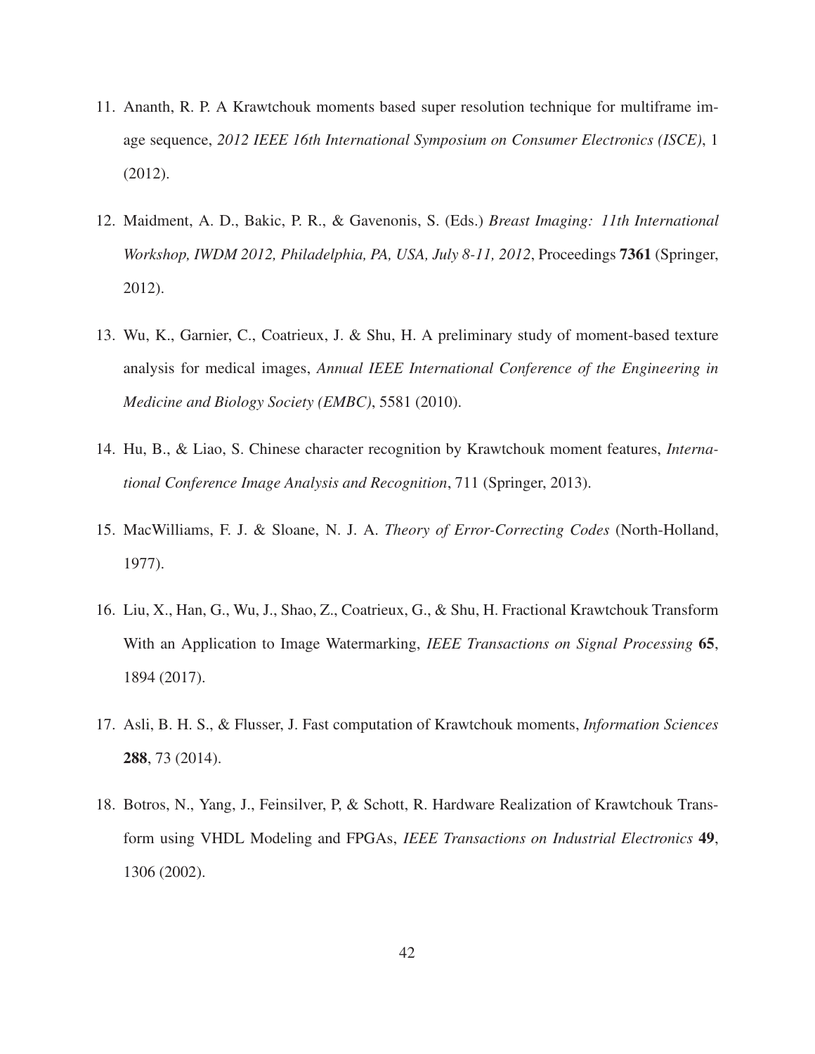11. Ananth, R. P. A Krawtchouk moments based super resolution technique for multiframe image sequence, *2012 IEEE 16th International Symposium on Consumer Electronics (ISCE)*, 1 (2012).

12. Maidment, A. D., Bakic, P. R., & Gavenonis, S. (Eds.) *Breast Imaging: 11th International Workshop, IWDM 2012, Philadelphia, PA, USA, July 8-11, 2012*, Proceedings **7361** (Springer, 2012).

13. Wu, K., Garnier, C., Coatrieux, J. & Shu, H. A preliminary study of moment-based texture analysis for medical images, *Annual IEEE International Conference of the Engineering in Medicine and Biology Society (EMBC)*, 5581 (2010).

14. Hu, B., & Liao, S. Chinese character recognition by Krawtchouk moment features, *International Conference Image Analysis and Recognition*, 711 (Springer, 2013).

15. MacWilliams, F. J. & Sloane, N. J. A. *Theory of Error-Correcting Codes* (North-Holland, 1977).

16. Liu, X., Han, G., Wu, J., Shao, Z., Coatrieux, G., & Shu, H. Fractional Krawtchouk Transform With an Application to Image Watermarking, *IEEE Transactions on Signal Processing* **65**, 1894 (2017).

17. Asli, B. H. S., & Flusser, J. Fast computation of Krawtchouk moments, *Information Sciences* **288**, 73 (2014).

18. Botros, N., Yang, J., Feinsilver, P, & Schott, R. Hardware Realization of Krawtchouk Transform using VHDL Modeling and FPGAs, *IEEE Transactions on Industrial Electronics* **49**, 1306 (2002).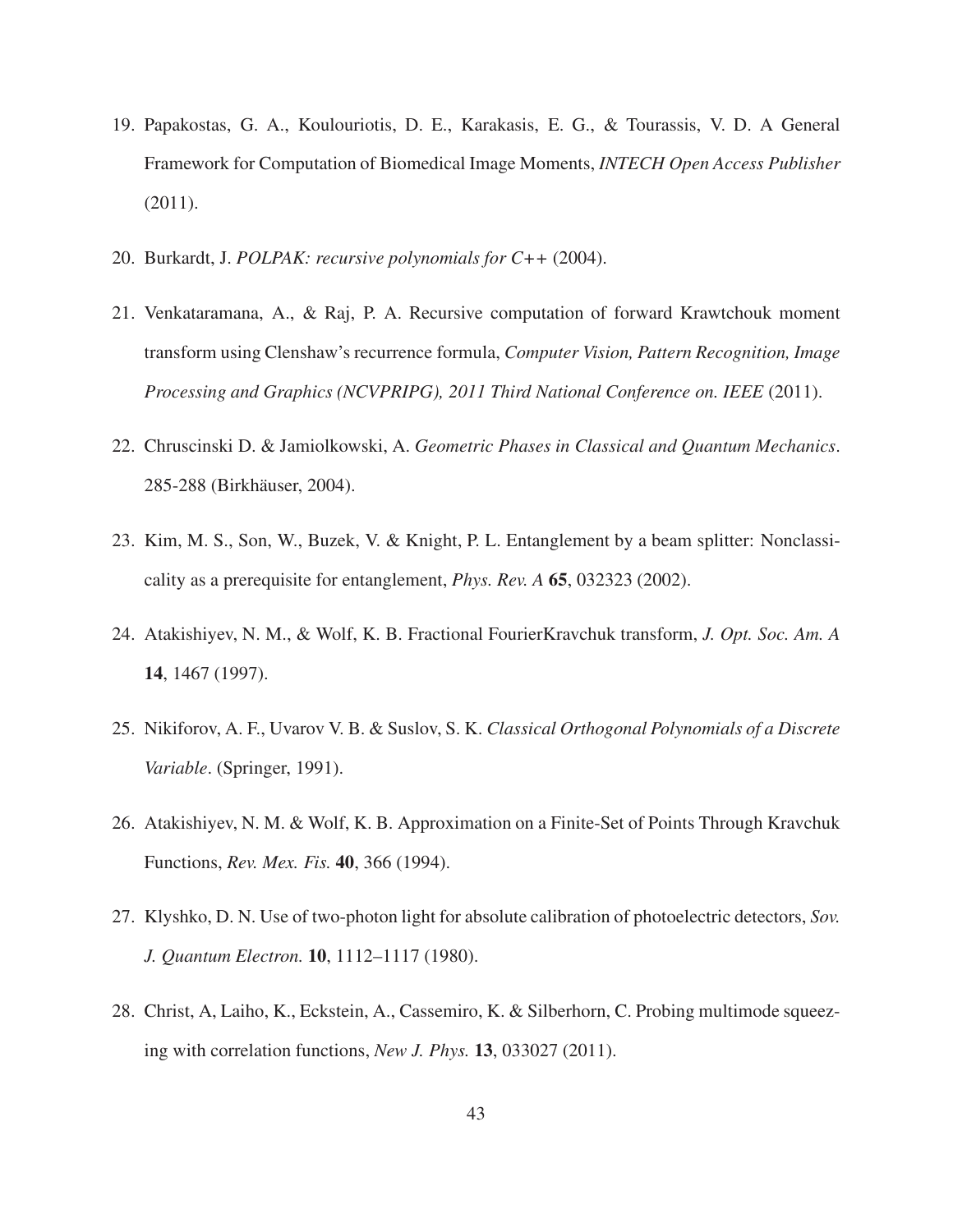19. Papakostas, G. A., Koulouriotis, D. E., Karakasis, E. G., & Tourassis, V. D. A General Framework for Computation of Biomedical Image Moments, *INTECH Open Access Publisher* (2011).

20. Burkardt, J. *POLPAK: recursive polynomials for C++* (2004).

21. Venkataramana, A., & Raj, P. A. Recursive computation of forward Krawtchouk moment transform using Clenshaw's recurrence formula, *Computer Vision, Pattern Recognition, Image Processing and Graphics (NCVPRIPG), 2011 Third National Conference on. IEEE* (2011).

22. Chruscinski D. & Jamiolkowski, A. *Geometric Phases in Classical and Quantum Mechanics*. 285-288 (Birkhäuser, 2004).

23. Kim, M. S., Son, W., Buzek, V. & Knight, P. L. Entanglement by a beam splitter: Nonclassicality as a prerequisite for entanglement, *Phys. Rev. A* **65**, 032323 (2002).

24. Atakishiyev, N. M., & Wolf, K. B. Fractional FourierKravchuk transform, *J. Opt. Soc. Am. A* **14**, 1467 (1997).

25. Nikiforov, A. F., Uvarov V. B. & Suslov, S. K. *Classical Orthogonal Polynomials of a Discrete Variable*. (Springer, 1991).

26. Atakishiyev, N. M. & Wolf, K. B. Approximation on a Finite-Set of Points Through Kravchuk Functions, *Rev. Mex. Fis.* **40**, 366 (1994).

27. Klyshko, D. N. Use of two-photon light for absolute calibration of photoelectric detectors, *Sov. J. Quantum Electron.* **10**, 1112–1117 (1980).

28. Christ, A, Laiho, K., Eckstein, A., Cassemiro, K. & Silberhorn, C. Probing multimode squeezing with correlation functions, *New J. Phys.* **13**, 033027 (2011).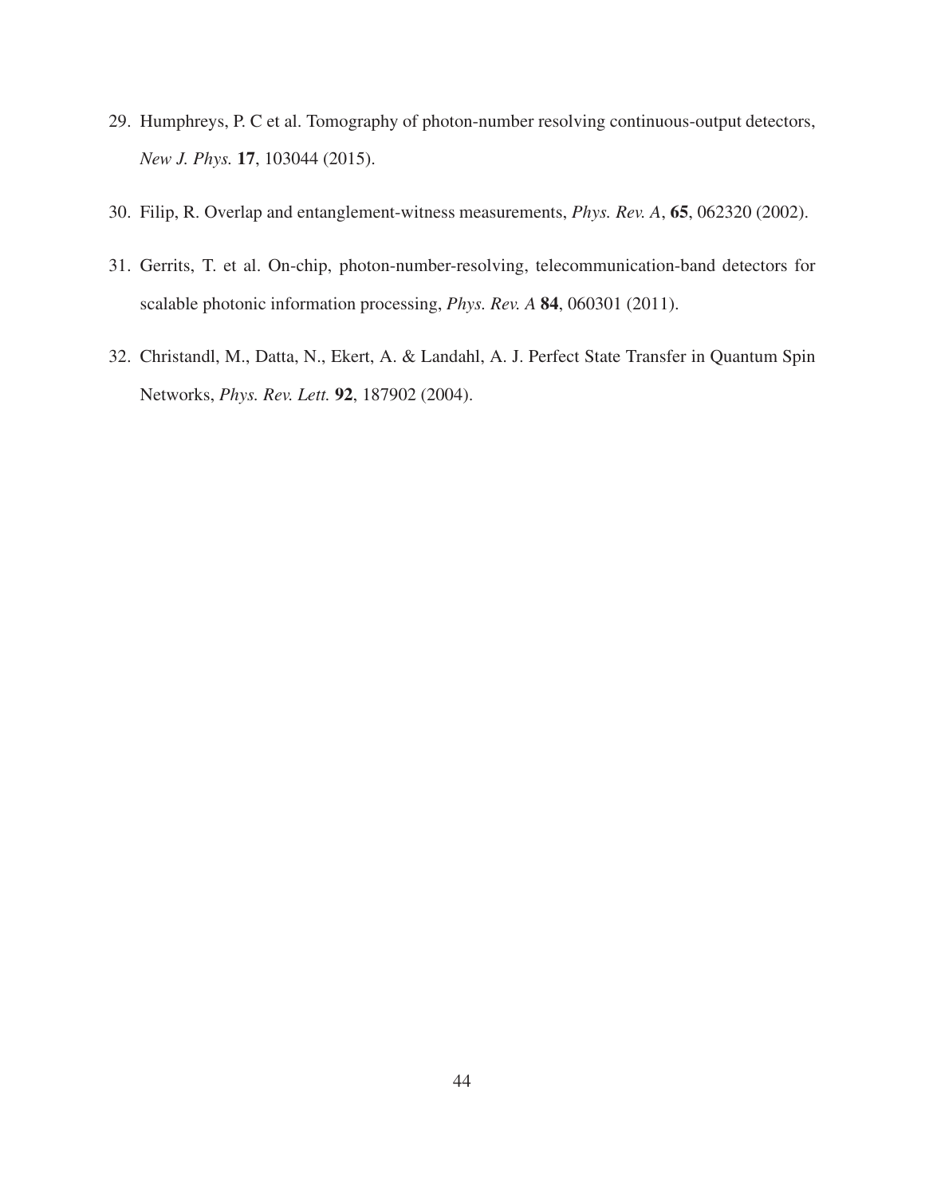29. Humphreys, P. C et al. Tomography of photon-number resolving continuous-output detectors, *New J. Phys.* **17**, 103044 (2015).

30. Filip, R. Overlap and entanglement-witness measurements, *Phys. Rev. A*, **65**, 062320 (2002).

31. Gerrits, T. et al. On-chip, photon-number-resolving, telecommunication-band detectors for scalable photonic information processing, *Phys. Rev. A* **84**, 060301 (2011).

32. Christandl, M., Datta, N., Ekert, A. & Landahl, A. J. Perfect State Transfer in Quantum Spin Networks, *Phys. Rev. Lett.* **92**, 187902 (2004).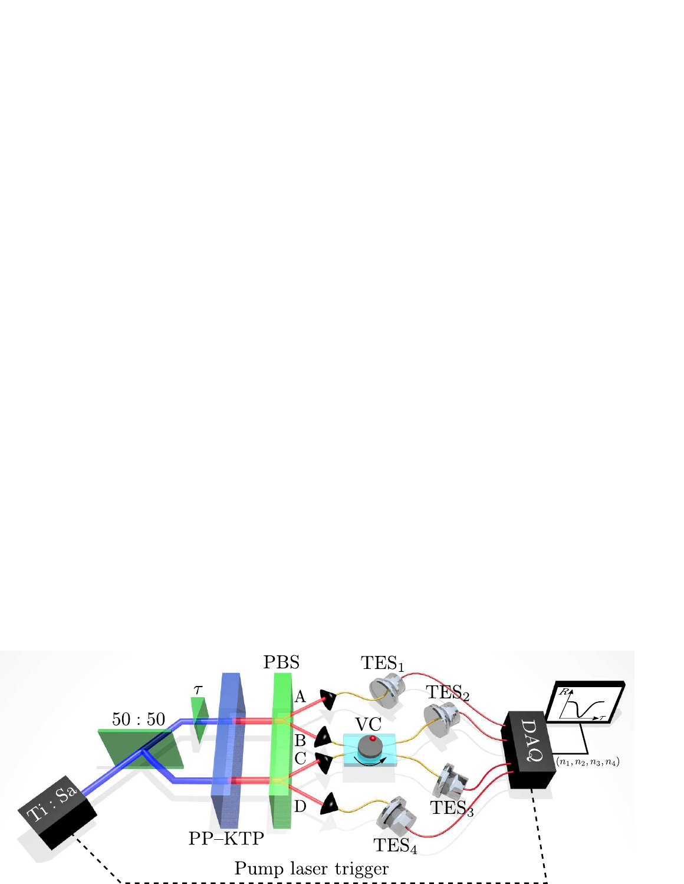50 : 50

$\tau$

PBS

A

B

C

D

PP–KTP

VC

$TES_1$

$TES_2$

$TES_3$

$TES_4$

DAQ

$(n_1, n_2, n_3, n_4)$

$R$

$\tau$

Ti : Sa

Pump laser trigger